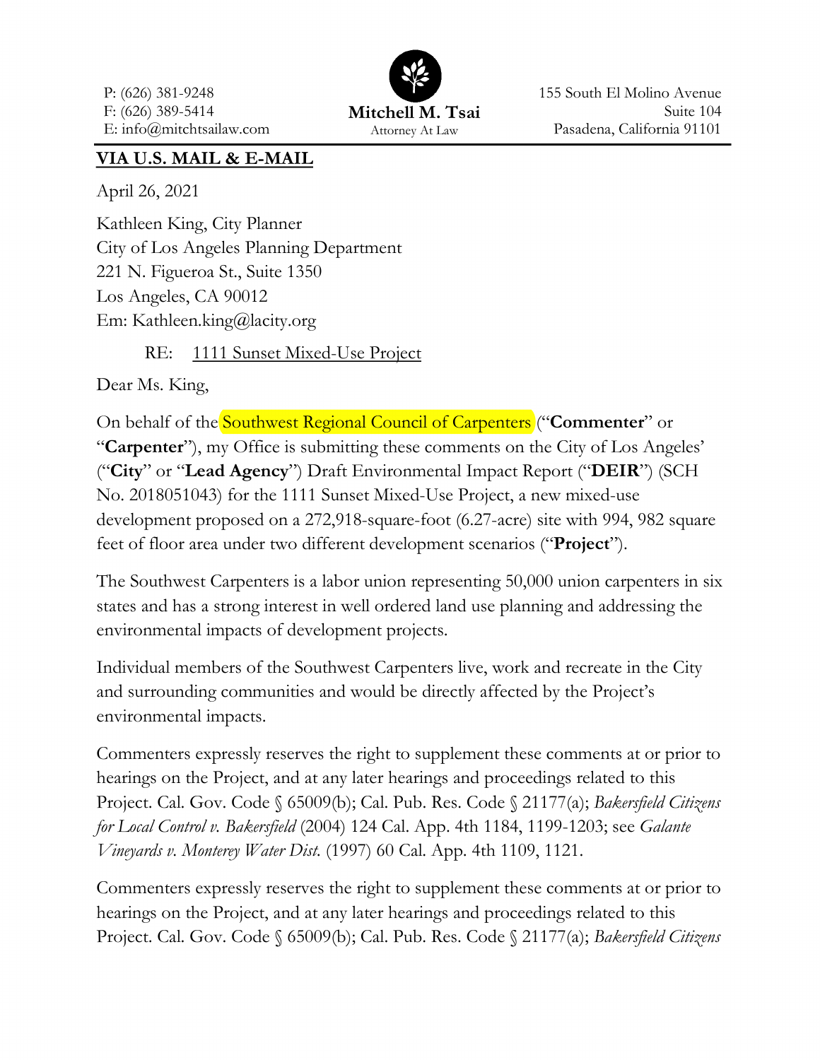P: (626) 381-9248
F: (626) 389-5414
E: info@mitchtsailaw.com

**Mitchell M. Tsai**
Attorney At Law

155 South El Molino Avenue
Suite 104
Pasadena, California 91101

**VIA U.S. MAIL & E-MAIL**

April 26, 2021

Kathleen King, City Planner
City of Los Angeles Planning Department
221 N. Figueroa St., Suite 1350
Los Angeles, CA 90012
Em: Kathleen.king@lacity.org

RE: 1111 Sunset Mixed-Use Project

Dear Ms. King,

On behalf of the Southwest Regional Council of Carpenters ("**Commenter**" or "**Carpenter**"), my Office is submitting these comments on the City of Los Angeles' ("**City**" or "**Lead Agency**") Draft Environmental Impact Report ("**DEIR**") (SCH No. 2018051043) for the 1111 Sunset Mixed-Use Project, a new mixed-use development proposed on a 272,918-square-foot (6.27-acre) site with 994, 982 square feet of floor area under two different development scenarios ("**Project**").

The Southwest Carpenters is a labor union representing 50,000 union carpenters in six states and has a strong interest in well ordered land use planning and addressing the environmental impacts of development projects.

Individual members of the Southwest Carpenters live, work and recreate in the City and surrounding communities and would be directly affected by the Project's environmental impacts.

Commenters expressly reserves the right to supplement these comments at or prior to hearings on the Project, and at any later hearings and proceedings related to this Project. Cal. Gov. Code § 65009(b); Cal. Pub. Res. Code § 21177(a); *Bakersfield Citizens for Local Control v. Bakersfield* (2004) 124 Cal. App. 4th 1184, 1199-1203; see *Galante Vineyards v. Monterey Water Dist.* (1997) 60 Cal. App. 4th 1109, 1121.

Commenters expressly reserves the right to supplement these comments at or prior to hearings on the Project, and at any later hearings and proceedings related to this Project. Cal. Gov. Code § 65009(b); Cal. Pub. Res. Code § 21177(a); *Bakersfield Citizens*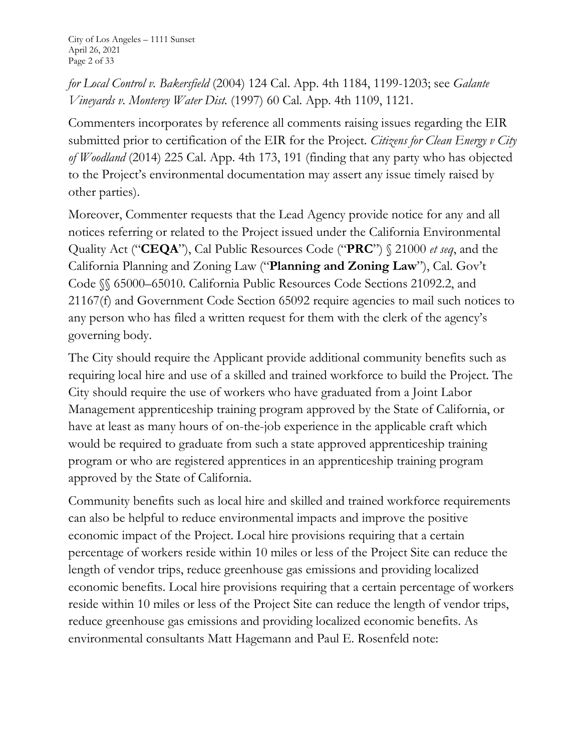*for Local Control v. Bakersfield* (2004) 124 Cal. App. 4th 1184, 1199-1203; see *Galante Vineyards v. Monterey Water Dist.* (1997) 60 Cal. App. 4th 1109, 1121.

Commenters incorporates by reference all comments raising issues regarding the EIR submitted prior to certification of the EIR for the Project. *Citizens for Clean Energy v City of Woodland* (2014) 225 Cal. App. 4th 173, 191 (finding that any party who has objected to the Project's environmental documentation may assert any issue timely raised by other parties).

Moreover, Commenter requests that the Lead Agency provide notice for any and all notices referring or related to the Project issued under the California Environmental Quality Act ("**CEQA**"), Cal Public Resources Code ("**PRC**") § 21000 *et seq*, and the California Planning and Zoning Law ("**Planning and Zoning Law**"), Cal. Gov't Code §§ 65000–65010. California Public Resources Code Sections 21092.2, and 21167(f) and Government Code Section 65092 require agencies to mail such notices to any person who has filed a written request for them with the clerk of the agency's governing body.

The City should require the Applicant provide additional community benefits such as requiring local hire and use of a skilled and trained workforce to build the Project. The City should require the use of workers who have graduated from a Joint Labor Management apprenticeship training program approved by the State of California, or have at least as many hours of on-the-job experience in the applicable craft which would be required to graduate from such a state approved apprenticeship training program or who are registered apprentices in an apprenticeship training program approved by the State of California.

Community benefits such as local hire and skilled and trained workforce requirements can also be helpful to reduce environmental impacts and improve the positive economic impact of the Project. Local hire provisions requiring that a certain percentage of workers reside within 10 miles or less of the Project Site can reduce the length of vendor trips, reduce greenhouse gas emissions and providing localized economic benefits. Local hire provisions requiring that a certain percentage of workers reside within 10 miles or less of the Project Site can reduce the length of vendor trips, reduce greenhouse gas emissions and providing localized economic benefits. As environmental consultants Matt Hagemann and Paul E. Rosenfeld note: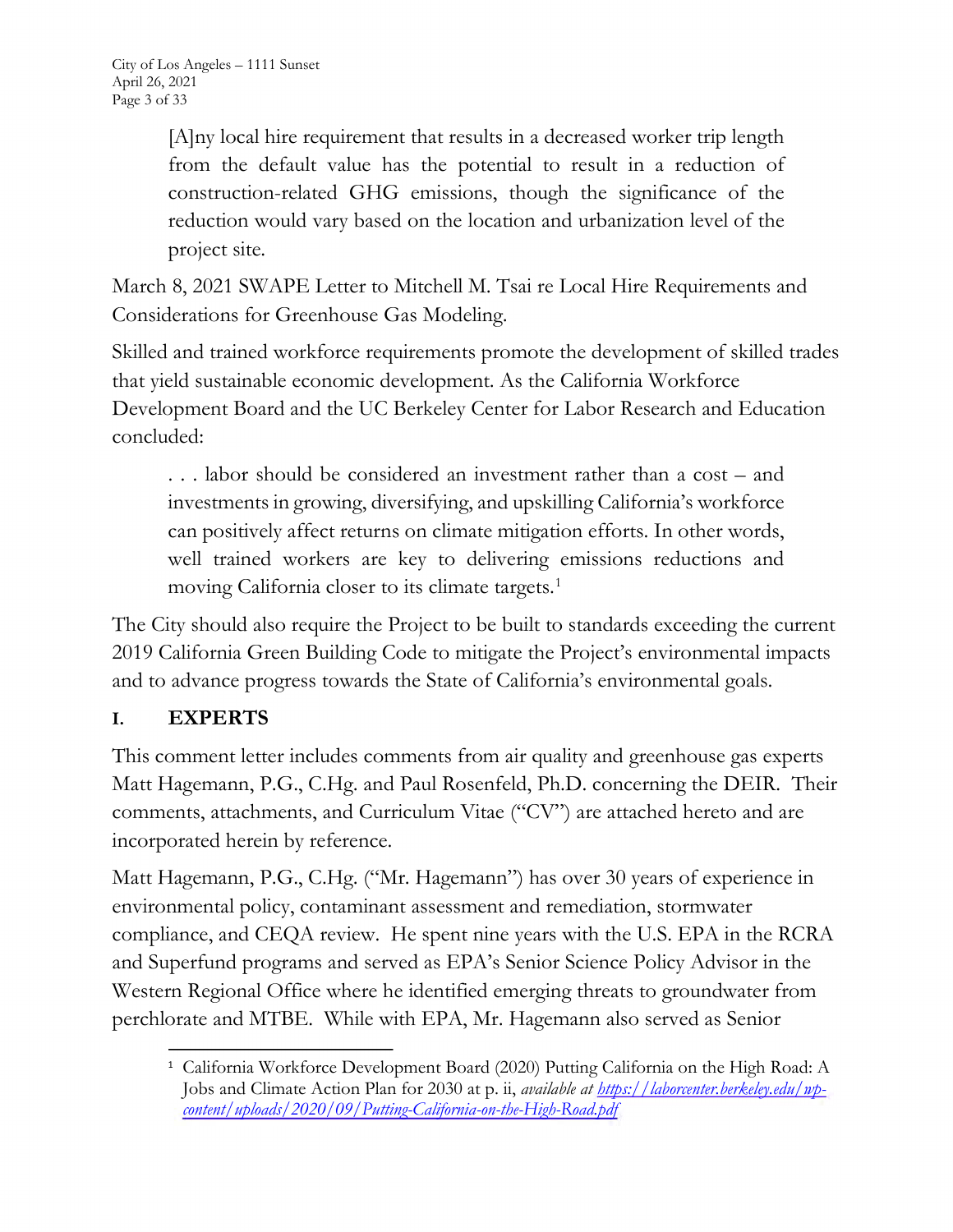> [A]ny local hire requirement that results in a decreased worker trip length from the default value has the potential to result in a reduction of construction-related GHG emissions, though the significance of the reduction would vary based on the location and urbanization level of the project site.

March 8, 2021 SWAPE Letter to Mitchell M. Tsai re Local Hire Requirements and Considerations for Greenhouse Gas Modeling.

Skilled and trained workforce requirements promote the development of skilled trades that yield sustainable economic development. As the California Workforce Development Board and the UC Berkeley Center for Labor Research and Education concluded:

> . . . labor should be considered an investment rather than a cost – and investments in growing, diversifying, and upskilling California's workforce can positively affect returns on climate mitigation efforts. In other words, well trained workers are key to delivering emissions reductions and moving California closer to its climate targets.[1]

The City should also require the Project to be built to standards exceeding the current 2019 California Green Building Code to mitigate the Project's environmental impacts and to advance progress towards the State of California's environmental goals.

## I. EXPERTS

This comment letter includes comments from air quality and greenhouse gas experts Matt Hagemann, P.G., C.Hg. and Paul Rosenfeld, Ph.D. concerning the DEIR. Their comments, attachments, and Curriculum Vitae ("CV") are attached hereto and are incorporated herein by reference.

Matt Hagemann, P.G., C.Hg. ("Mr. Hagemann") has over 30 years of experience in environmental policy, contaminant assessment and remediation, stormwater compliance, and CEQA review. He spent nine years with the U.S. EPA in the RCRA and Superfund programs and served as EPA's Senior Science Policy Advisor in the Western Regional Office where he identified emerging threats to groundwater from perchlorate and MTBE. While with EPA, Mr. Hagemann also served as Senior

---

[1] California Workforce Development Board (2020) Putting California on the High Road: A Jobs and Climate Action Plan for 2030 at p. ii, *available at* [https://laborcenter.berkeley.edu/wp-content/uploads/2020/09/Putting-California-on-the-High-Road.pdf](https://laborcenter.berkeley.edu/wp-content/uploads/2020/09/Putting-California-on-the-High-Road.pdf)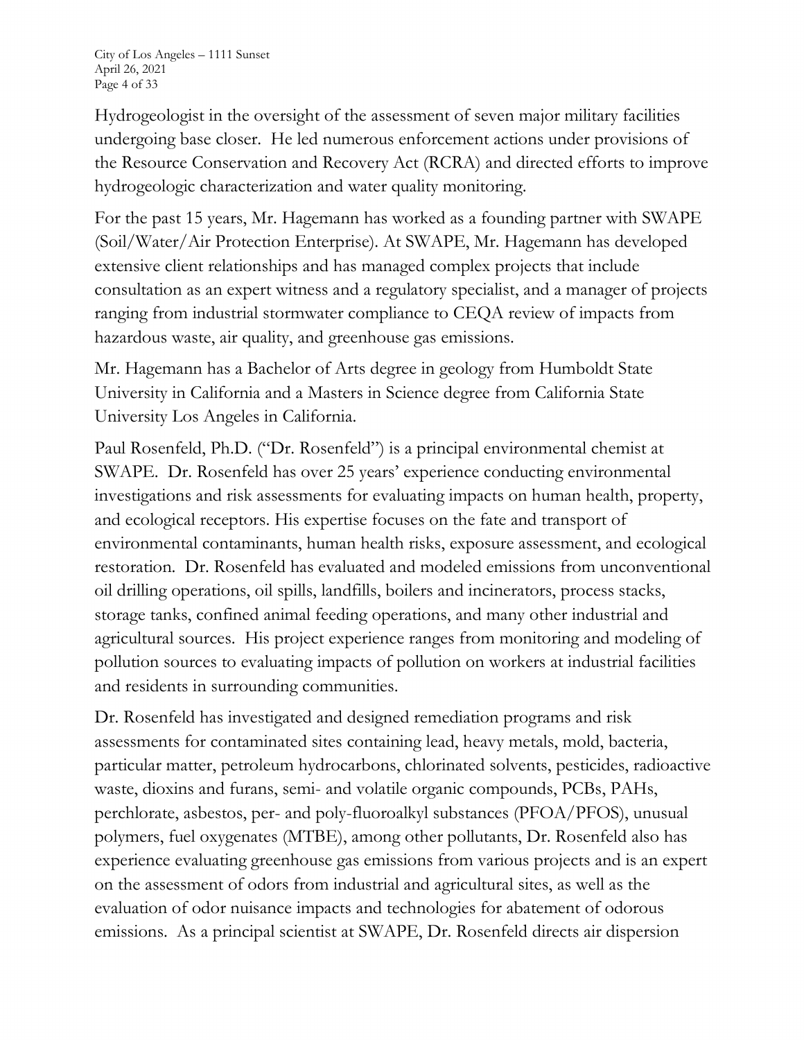Hydrogeologist in the oversight of the assessment of seven major military facilities undergoing base closer. He led numerous enforcement actions under provisions of the Resource Conservation and Recovery Act (RCRA) and directed efforts to improve hydrogeologic characterization and water quality monitoring.

For the past 15 years, Mr. Hagemann has worked as a founding partner with SWAPE (Soil/Water/Air Protection Enterprise). At SWAPE, Mr. Hagemann has developed extensive client relationships and has managed complex projects that include consultation as an expert witness and a regulatory specialist, and a manager of projects ranging from industrial stormwater compliance to CEQA review of impacts from hazardous waste, air quality, and greenhouse gas emissions.

Mr. Hagemann has a Bachelor of Arts degree in geology from Humboldt State University in California and a Masters in Science degree from California State University Los Angeles in California.

Paul Rosenfeld, Ph.D. ("Dr. Rosenfeld") is a principal environmental chemist at SWAPE. Dr. Rosenfeld has over 25 years' experience conducting environmental investigations and risk assessments for evaluating impacts on human health, property, and ecological receptors. His expertise focuses on the fate and transport of environmental contaminants, human health risks, exposure assessment, and ecological restoration. Dr. Rosenfeld has evaluated and modeled emissions from unconventional oil drilling operations, oil spills, landfills, boilers and incinerators, process stacks, storage tanks, confined animal feeding operations, and many other industrial and agricultural sources. His project experience ranges from monitoring and modeling of pollution sources to evaluating impacts of pollution on workers at industrial facilities and residents in surrounding communities.

Dr. Rosenfeld has investigated and designed remediation programs and risk assessments for contaminated sites containing lead, heavy metals, mold, bacteria, particular matter, petroleum hydrocarbons, chlorinated solvents, pesticides, radioactive waste, dioxins and furans, semi- and volatile organic compounds, PCBs, PAHs, perchlorate, asbestos, per- and poly-fluoroalkyl substances (PFOA/PFOS), unusual polymers, fuel oxygenates (MTBE), among other pollutants, Dr. Rosenfeld also has experience evaluating greenhouse gas emissions from various projects and is an expert on the assessment of odors from industrial and agricultural sites, as well as the evaluation of odor nuisance impacts and technologies for abatement of odorous emissions. As a principal scientist at SWAPE, Dr. Rosenfeld directs air dispersion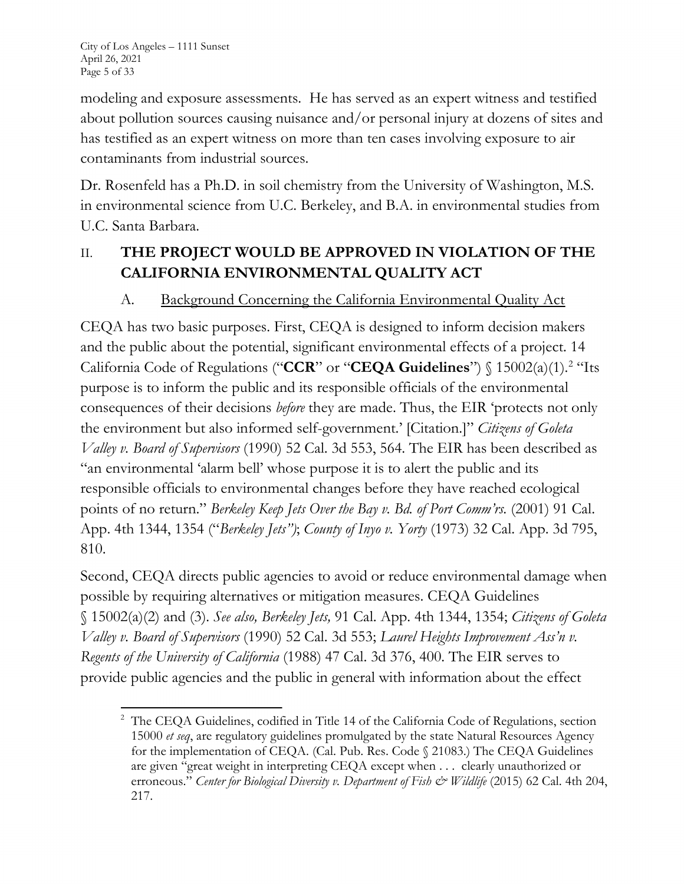modeling and exposure assessments. He has served as an expert witness and testified about pollution sources causing nuisance and/or personal injury at dozens of sites and has testified as an expert witness on more than ten cases involving exposure to air contaminants from industrial sources.

Dr. Rosenfeld has a Ph.D. in soil chemistry from the University of Washington, M.S. in environmental science from U.C. Berkeley, and B.A. in environmental studies from U.C. Santa Barbara.

## II. THE PROJECT WOULD BE APPROVED IN VIOLATION OF THE CALIFORNIA ENVIRONMENTAL QUALITY ACT

### A. Background Concerning the California Environmental Quality Act

CEQA has two basic purposes. First, CEQA is designed to inform decision makers and the public about the potential, significant environmental effects of a project. 14 California Code of Regulations ("**CCR**" or "**CEQA Guidelines**") § 15002(a)(1).[2] "Its purpose is to inform the public and its responsible officials of the environmental consequences of their decisions *before* they are made. Thus, the EIR 'protects not only the environment but also informed self-government.' [Citation.]" *Citizens of Goleta Valley v. Board of Supervisors* (1990) 52 Cal. 3d 553, 564. The EIR has been described as "an environmental 'alarm bell' whose purpose it is to alert the public and its responsible officials to environmental changes before they have reached ecological points of no return." *Berkeley Keep Jets Over the Bay v. Bd. of Port Comm'rs.* (2001) 91 Cal. App. 4th 1344, 1354 ("*Berkeley Jets")*; *County of Inyo v. Yorty* (1973) 32 Cal. App. 3d 795, 810.

Second, CEQA directs public agencies to avoid or reduce environmental damage when possible by requiring alternatives or mitigation measures. CEQA Guidelines § 15002(a)(2) and (3). *See also, Berkeley Jets,* 91 Cal. App. 4th 1344, 1354; *Citizens of Goleta Valley v. Board of Supervisors* (1990) 52 Cal. 3d 553; *Laurel Heights Improvement Ass'n v. Regents of the University of California* (1988) 47 Cal. 3d 376, 400. The EIR serves to provide public agencies and the public in general with information about the effect

---

[2] The CEQA Guidelines, codified in Title 14 of the California Code of Regulations, section 15000 *et seq*, are regulatory guidelines promulgated by the state Natural Resources Agency for the implementation of CEQA. (Cal. Pub. Res. Code § 21083.) The CEQA Guidelines are given "great weight in interpreting CEQA except when . . . clearly unauthorized or erroneous." *Center for Biological Diversity v. Department of Fish & Wildlife* (2015) 62 Cal. 4th 204, 217.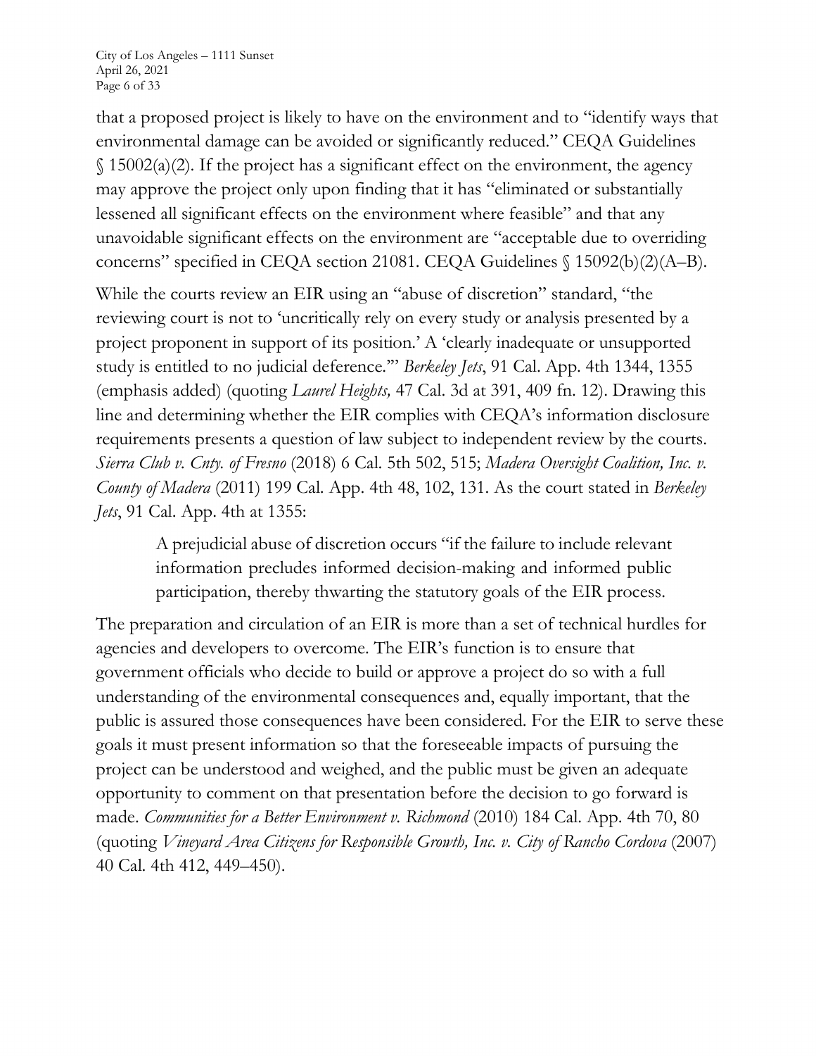that a proposed project is likely to have on the environment and to "identify ways that environmental damage can be avoided or significantly reduced." CEQA Guidelines § 15002(a)(2). If the project has a significant effect on the environment, the agency may approve the project only upon finding that it has "eliminated or substantially lessened all significant effects on the environment where feasible" and that any unavoidable significant effects on the environment are "acceptable due to overriding concerns" specified in CEQA section 21081. CEQA Guidelines § 15092(b)(2)(A–B).

While the courts review an EIR using an "abuse of discretion" standard, "the reviewing court is not to 'uncritically rely on every study or analysis presented by a project proponent in support of its position.' A 'clearly inadequate or unsupported study is entitled to no judicial deference.'" *Berkeley Jets*, 91 Cal. App. 4th 1344, 1355 (emphasis added) (quoting *Laurel Heights,* 47 Cal. 3d at 391, 409 fn. 12). Drawing this line and determining whether the EIR complies with CEQA's information disclosure requirements presents a question of law subject to independent review by the courts. *Sierra Club v. Cnty. of Fresno* (2018) 6 Cal. 5th 502, 515; *Madera Oversight Coalition, Inc. v. County of Madera* (2011) 199 Cal. App. 4th 48, 102, 131. As the court stated in *Berkeley Jets*, 91 Cal. App. 4th at 1355:

> A prejudicial abuse of discretion occurs "if the failure to include relevant information precludes informed decision-making and informed public participation, thereby thwarting the statutory goals of the EIR process.

The preparation and circulation of an EIR is more than a set of technical hurdles for agencies and developers to overcome. The EIR's function is to ensure that government officials who decide to build or approve a project do so with a full understanding of the environmental consequences and, equally important, that the public is assured those consequences have been considered. For the EIR to serve these goals it must present information so that the foreseeable impacts of pursuing the project can be understood and weighed, and the public must be given an adequate opportunity to comment on that presentation before the decision to go forward is made. *Communities for a Better Environment v. Richmond* (2010) 184 Cal. App. 4th 70, 80 (quoting *Vineyard Area Citizens for Responsible Growth, Inc. v. City of Rancho Cordova* (2007) 40 Cal. 4th 412, 449–450).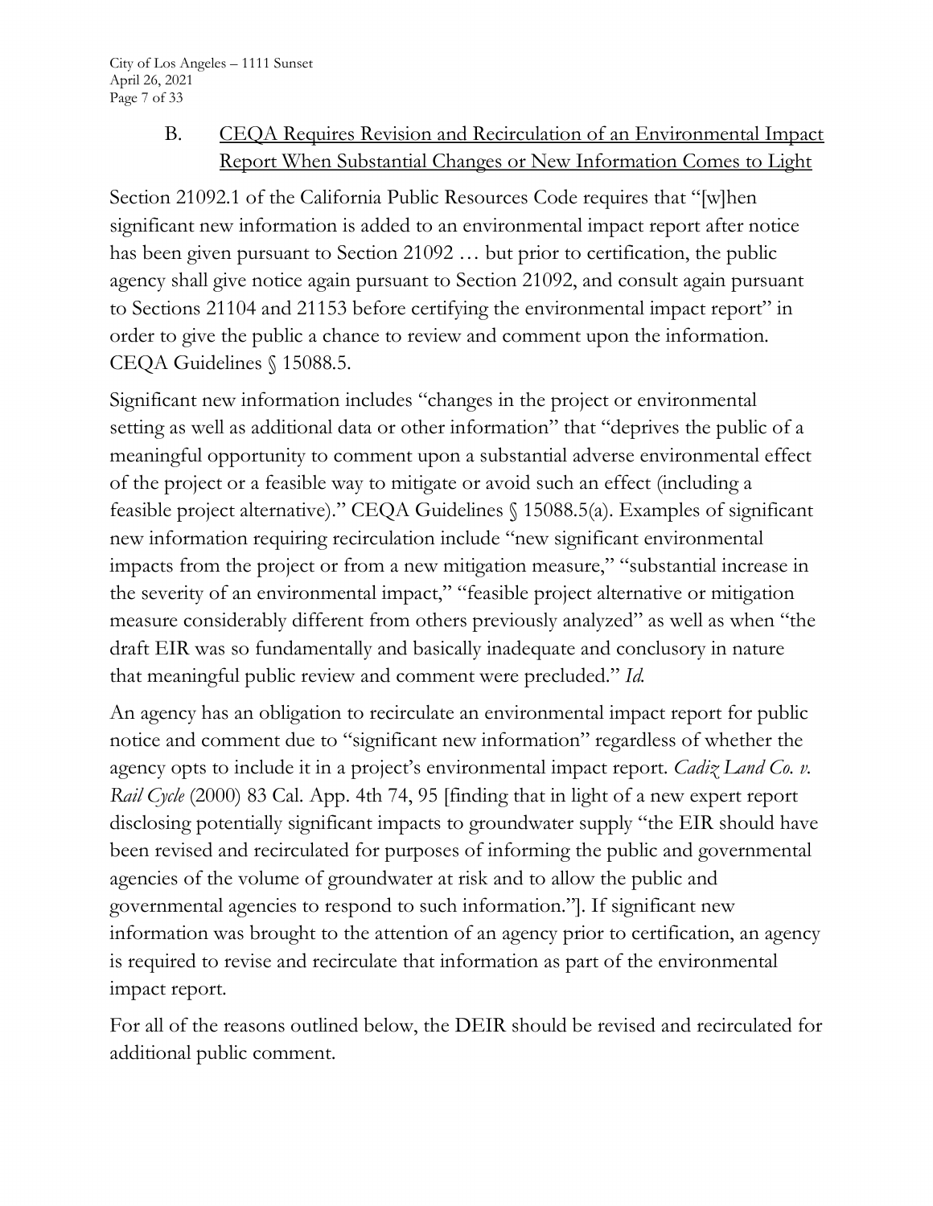### B. CEQA Requires Revision and Recirculation of an Environmental Impact Report When Substantial Changes or New Information Comes to Light

Section 21092.1 of the California Public Resources Code requires that "[w]hen significant new information is added to an environmental impact report after notice has been given pursuant to Section 21092 … but prior to certification, the public agency shall give notice again pursuant to Section 21092, and consult again pursuant to Sections 21104 and 21153 before certifying the environmental impact report" in order to give the public a chance to review and comment upon the information. CEQA Guidelines § 15088.5.

Significant new information includes "changes in the project or environmental setting as well as additional data or other information" that "deprives the public of a meaningful opportunity to comment upon a substantial adverse environmental effect of the project or a feasible way to mitigate or avoid such an effect (including a feasible project alternative)." CEQA Guidelines § 15088.5(a). Examples of significant new information requiring recirculation include "new significant environmental impacts from the project or from a new mitigation measure," "substantial increase in the severity of an environmental impact," "feasible project alternative or mitigation measure considerably different from others previously analyzed" as well as when "the draft EIR was so fundamentally and basically inadequate and conclusory in nature that meaningful public review and comment were precluded." *Id.*

An agency has an obligation to recirculate an environmental impact report for public notice and comment due to "significant new information" regardless of whether the agency opts to include it in a project's environmental impact report. *Cadiz Land Co. v. Rail Cycle* (2000) 83 Cal. App. 4th 74, 95 [finding that in light of a new expert report disclosing potentially significant impacts to groundwater supply "the EIR should have been revised and recirculated for purposes of informing the public and governmental agencies of the volume of groundwater at risk and to allow the public and governmental agencies to respond to such information."]. If significant new information was brought to the attention of an agency prior to certification, an agency is required to revise and recirculate that information as part of the environmental impact report.

For all of the reasons outlined below, the DEIR should be revised and recirculated for additional public comment.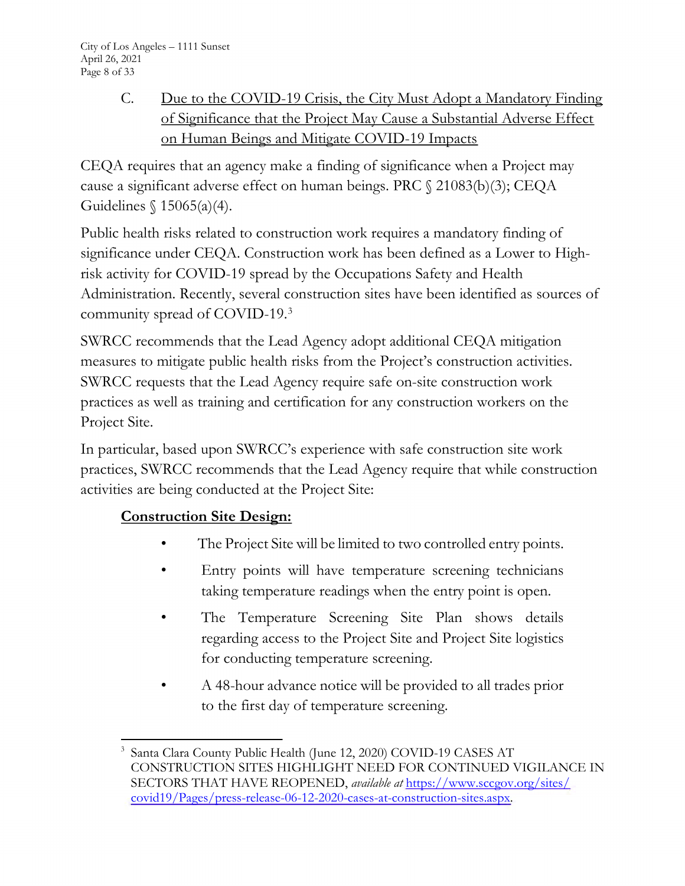### C. <u>Due to the COVID-19 Crisis, the City Must Adopt a Mandatory Finding of Significance that the Project May Cause a Substantial Adverse Effect on Human Beings and Mitigate COVID-19 Impacts</u>

CEQA requires that an agency make a finding of significance when a Project may cause a significant adverse effect on human beings. PRC § 21083(b)(3); CEQA Guidelines § 15065(a)(4).

Public health risks related to construction work requires a mandatory finding of significance under CEQA. Construction work has been defined as a Lower to High-risk activity for COVID-19 spread by the Occupations Safety and Health Administration. Recently, several construction sites have been identified as sources of community spread of COVID-19.[3]

SWRCC recommends that the Lead Agency adopt additional CEQA mitigation measures to mitigate public health risks from the Project's construction activities. SWRCC requests that the Lead Agency require safe on-site construction work practices as well as training and certification for any construction workers on the Project Site.

In particular, based upon SWRCC's experience with safe construction site work practices, SWRCC recommends that the Lead Agency require that while construction activities are being conducted at the Project Site:

**<u>Construction Site Design:</u>**

- The Project Site will be limited to two controlled entry points.
- Entry points will have temperature screening technicians taking temperature readings when the entry point is open.
- The Temperature Screening Site Plan shows details regarding access to the Project Site and Project Site logistics for conducting temperature screening.
- A 48-hour advance notice will be provided to all trades prior to the first day of temperature screening.

---

[3] Santa Clara County Public Health (June 12, 2020) COVID-19 CASES AT CONSTRUCTION SITES HIGHLIGHT NEED FOR CONTINUED VIGILANCE IN SECTORS THAT HAVE REOPENED, *available at* https://www.sccgov.org/sites/covid19/Pages/press-release-06-12-2020-cases-at-construction-sites.aspx.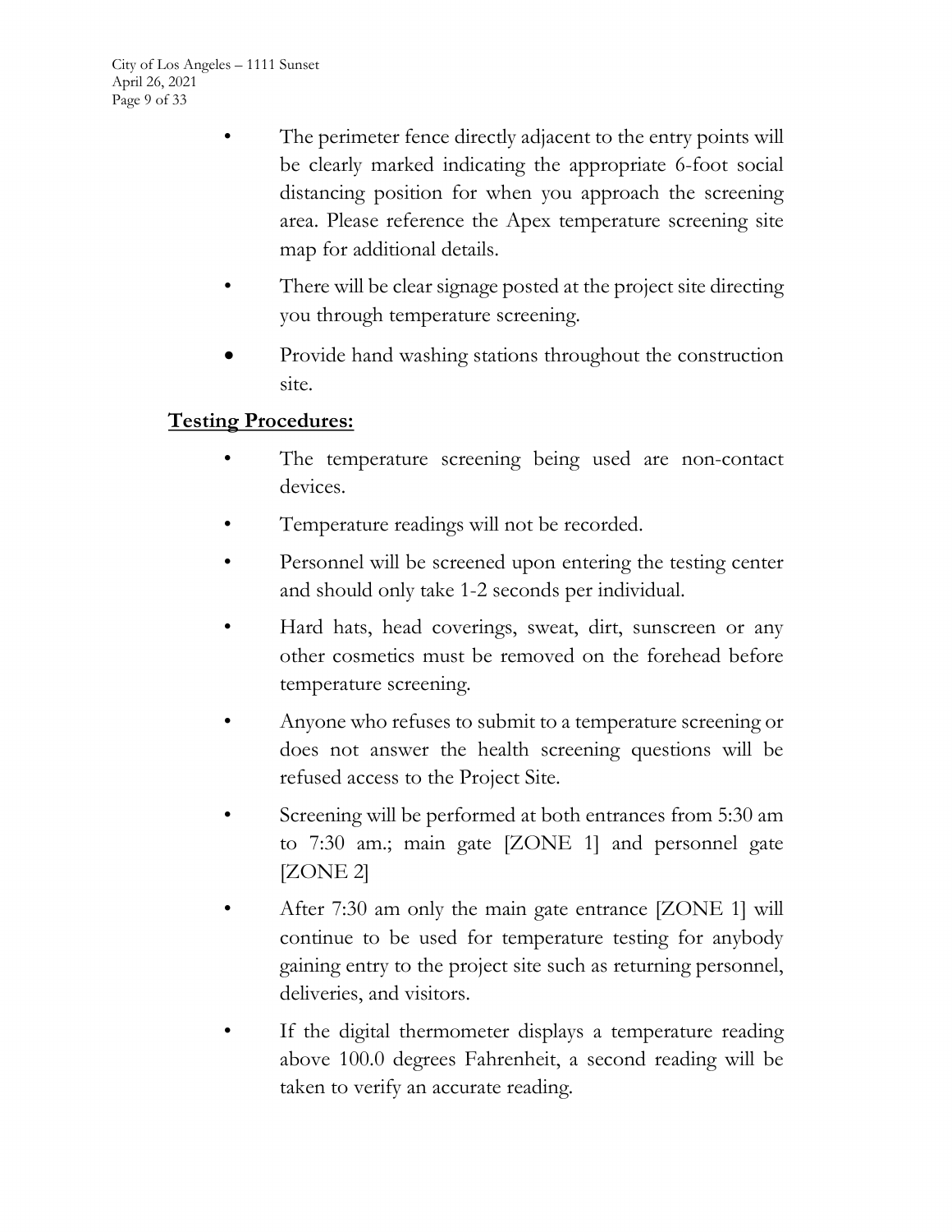- The perimeter fence directly adjacent to the entry points will be clearly marked indicating the appropriate 6-foot social distancing position for when you approach the screening area. Please reference the Apex temperature screening site map for additional details.
- There will be clear signage posted at the project site directing you through temperature screening.
- Provide hand washing stations throughout the construction site.

**<u>Testing Procedures:</u>**

- The temperature screening being used are non-contact devices.
- Temperature readings will not be recorded.
- Personnel will be screened upon entering the testing center and should only take 1-2 seconds per individual.
- Hard hats, head coverings, sweat, dirt, sunscreen or any other cosmetics must be removed on the forehead before temperature screening.
- Anyone who refuses to submit to a temperature screening or does not answer the health screening questions will be refused access to the Project Site.
- Screening will be performed at both entrances from 5:30 am to 7:30 am.; main gate [ZONE 1] and personnel gate [ZONE 2]
- After 7:30 am only the main gate entrance [ZONE 1] will continue to be used for temperature testing for anybody gaining entry to the project site such as returning personnel, deliveries, and visitors.
- If the digital thermometer displays a temperature reading above 100.0 degrees Fahrenheit, a second reading will be taken to verify an accurate reading.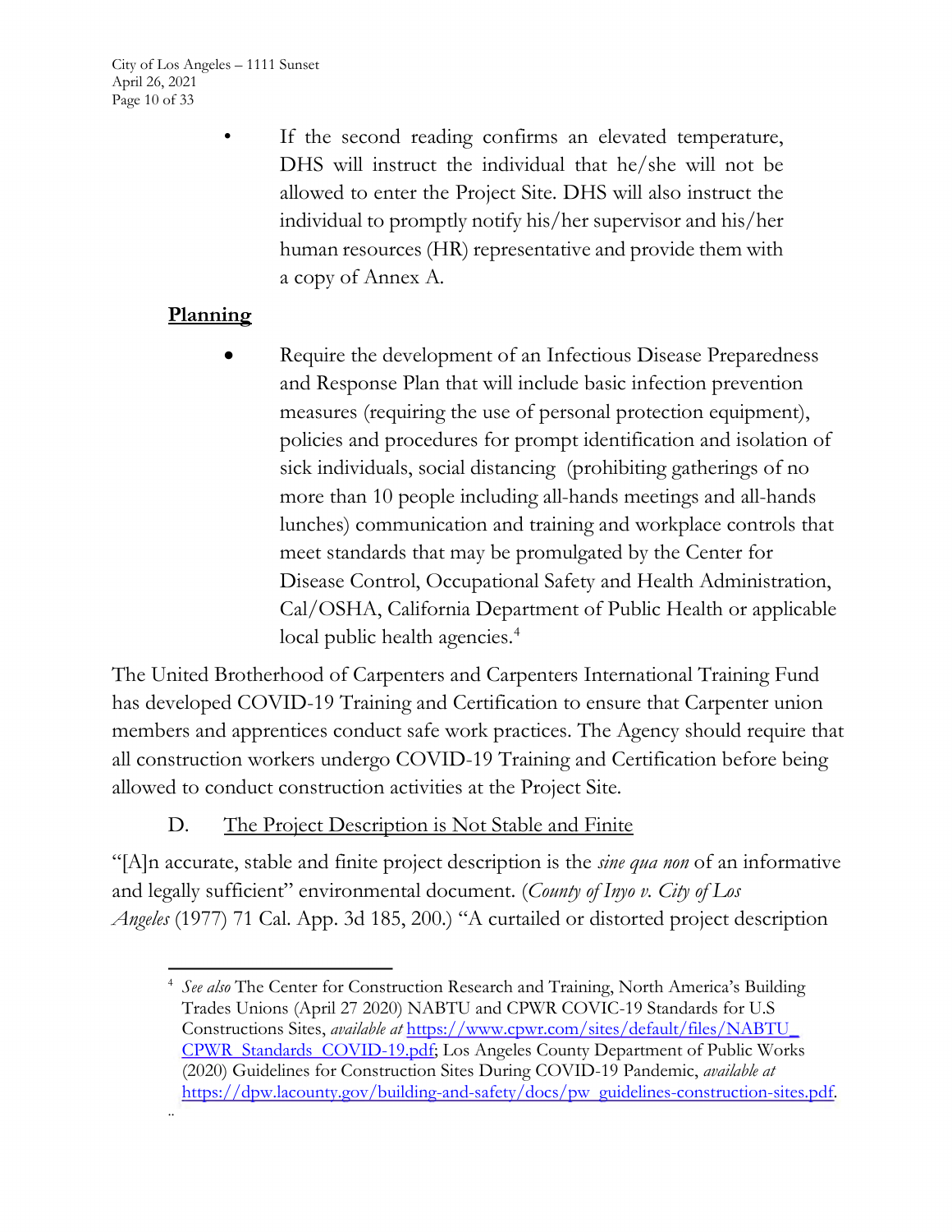- If the second reading confirms an elevated temperature, DHS will instruct the individual that he/she will not be allowed to enter the Project Site. DHS will also instruct the individual to promptly notify his/her supervisor and his/her human resources (HR) representative and provide them with a copy of Annex A.

**Planning**

- Require the development of an Infectious Disease Preparedness and Response Plan that will include basic infection prevention measures (requiring the use of personal protection equipment), policies and procedures for prompt identification and isolation of sick individuals, social distancing (prohibiting gatherings of no more than 10 people including all-hands meetings and all-hands lunches) communication and training and workplace controls that meet standards that may be promulgated by the Center for Disease Control, Occupational Safety and Health Administration, Cal/OSHA, California Department of Public Health or applicable local public health agencies.[4]

The United Brotherhood of Carpenters and Carpenters International Training Fund has developed COVID-19 Training and Certification to ensure that Carpenter union members and apprentices conduct safe work practices. The Agency should require that all construction workers undergo COVID-19 Training and Certification before being allowed to conduct construction activities at the Project Site.

D. The Project Description is Not Stable and Finite

"[A]n accurate, stable and finite project description is the *sine qua non* of an informative and legally sufficient" environmental document. (*County of Inyo v. City of Los Angeles* (1977) 71 Cal. App. 3d 185, 200.) "A curtailed or distorted project description

---

[4] *See also* The Center for Construction Research and Training, North America's Building Trades Unions (April 27 2020) NABTU and CPWR COVIC-19 Standards for U.S Constructions Sites, *available at* https://www.cpwr.com/sites/default/files/NABTU_CPWR_Standards_COVID-19.pdf; Los Angeles County Department of Public Works (2020) Guidelines for Construction Sites During COVID-19 Pandemic, *available at* https://dpw.lacounty.gov/building-and-safety/docs/pw_guidelines-construction-sites.pdf.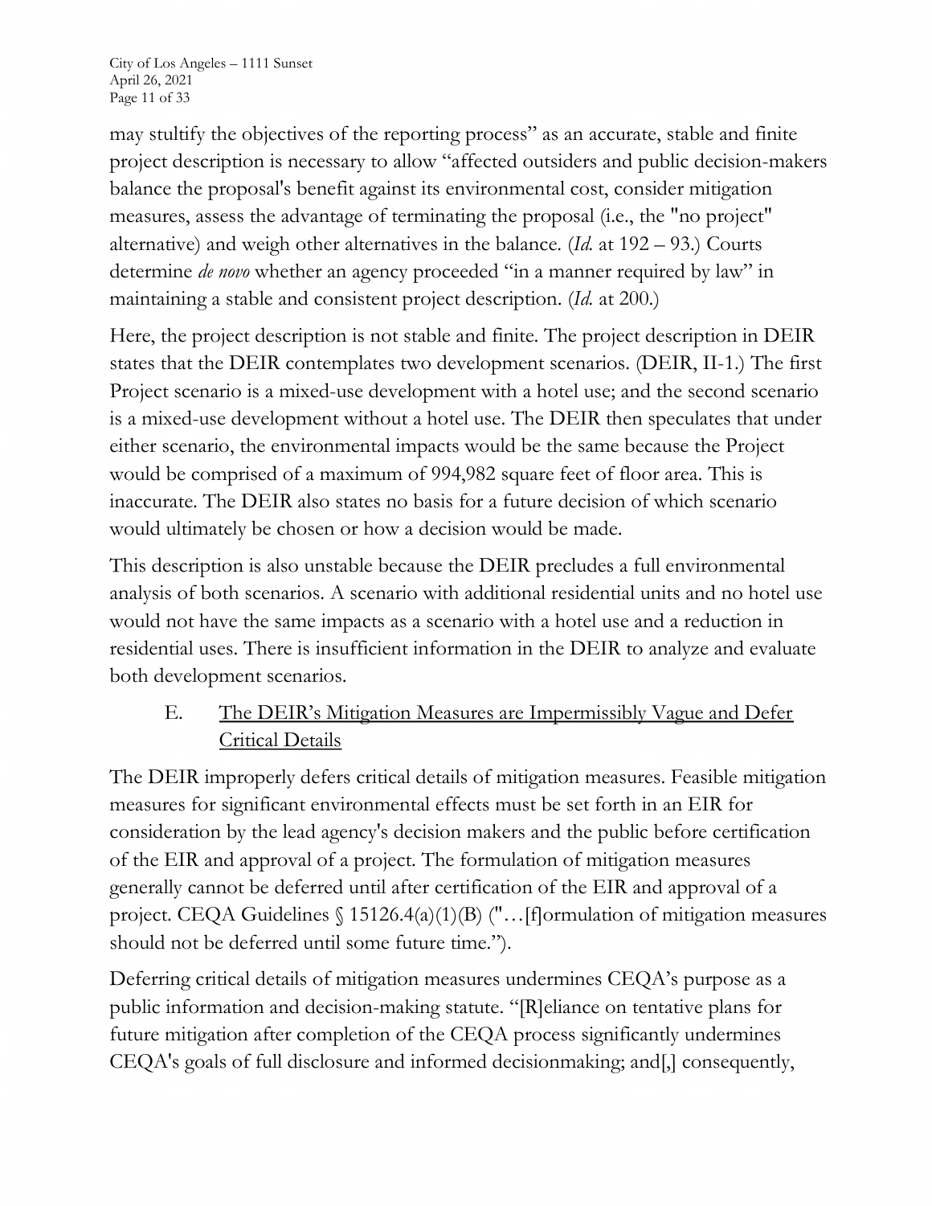may stultify the objectives of the reporting process" as an accurate, stable and finite project description is necessary to allow "affected outsiders and public decision-makers balance the proposal's benefit against its environmental cost, consider mitigation measures, assess the advantage of terminating the proposal (i.e., the "no project" alternative) and weigh other alternatives in the balance. (*Id.* at 192 – 93.) Courts determine *de novo* whether an agency proceeded "in a manner required by law" in maintaining a stable and consistent project description. (*Id.* at 200.)

Here, the project description is not stable and finite. The project description in DEIR states that the DEIR contemplates two development scenarios. (DEIR, II-1.) The first Project scenario is a mixed-use development with a hotel use; and the second scenario is a mixed-use development without a hotel use. The DEIR then speculates that under either scenario, the environmental impacts would be the same because the Project would be comprised of a maximum of 994,982 square feet of floor area. This is inaccurate. The DEIR also states no basis for a future decision of which scenario would ultimately be chosen or how a decision would be made.

This description is also unstable because the DEIR precludes a full environmental analysis of both scenarios. A scenario with additional residential units and no hotel use would not have the same impacts as a scenario with a hotel use and a reduction in residential uses. There is insufficient information in the DEIR to analyze and evaluate both development scenarios.

## E. The DEIR's Mitigation Measures are Impermissibly Vague and Defer Critical Details

The DEIR improperly defers critical details of mitigation measures. Feasible mitigation measures for significant environmental effects must be set forth in an EIR for consideration by the lead agency's decision makers and the public before certification of the EIR and approval of a project. The formulation of mitigation measures generally cannot be deferred until after certification of the EIR and approval of a project. CEQA Guidelines § 15126.4(a)(1)(B) ("…[f]ormulation of mitigation measures should not be deferred until some future time.").

Deferring critical details of mitigation measures undermines CEQA's purpose as a public information and decision-making statute. "[R]eliance on tentative plans for future mitigation after completion of the CEQA process significantly undermines CEQA's goals of full disclosure and informed decisionmaking; and[,] consequently,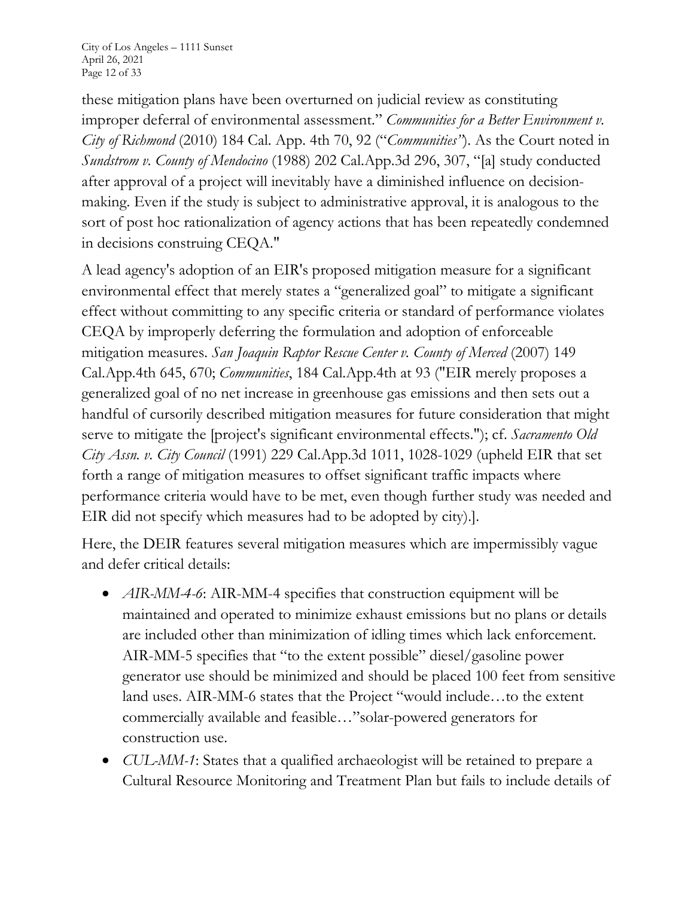these mitigation plans have been overturned on judicial review as constituting improper deferral of environmental assessment." *Communities for a Better Environment v. City of Richmond* (2010) 184 Cal. App. 4th 70, 92 ("*Communities*"). As the Court noted in *Sundstrom v. County of Mendocino* (1988) 202 Cal.App.3d 296, 307, "[a] study conducted after approval of a project will inevitably have a diminished influence on decision-making. Even if the study is subject to administrative approval, it is analogous to the sort of post hoc rationalization of agency actions that has been repeatedly condemned in decisions construing CEQA."

A lead agency's adoption of an EIR's proposed mitigation measure for a significant environmental effect that merely states a "generalized goal" to mitigate a significant effect without committing to any specific criteria or standard of performance violates CEQA by improperly deferring the formulation and adoption of enforceable mitigation measures. *San Joaquin Raptor Rescue Center v. County of Merced* (2007) 149 Cal.App.4th 645, 670; *Communities*, 184 Cal.App.4th at 93 ("EIR merely proposes a generalized goal of no net increase in greenhouse gas emissions and then sets out a handful of cursorily described mitigation measures for future consideration that might serve to mitigate the [project's significant environmental effects."); cf. *Sacramento Old City Assn. v. City Council* (1991) 229 Cal.App.3d 1011, 1028-1029 (upheld EIR that set forth a range of mitigation measures to offset significant traffic impacts where performance criteria would have to be met, even though further study was needed and EIR did not specify which measures had to be adopted by city).].

Here, the DEIR features several mitigation measures which are impermissibly vague and defer critical details:

- *AIR-MM-4-6*: AIR-MM-4 specifies that construction equipment will be maintained and operated to minimize exhaust emissions but no plans or details are included other than minimization of idling times which lack enforcement. AIR-MM-5 specifies that "to the extent possible" diesel/gasoline power generator use should be minimized and should be placed 100 feet from sensitive land uses. AIR-MM-6 states that the Project "would include…to the extent commercially available and feasible…"solar-powered generators for construction use.
- *CUL-MM-1*: States that a qualified archaeologist will be retained to prepare a Cultural Resource Monitoring and Treatment Plan but fails to include details of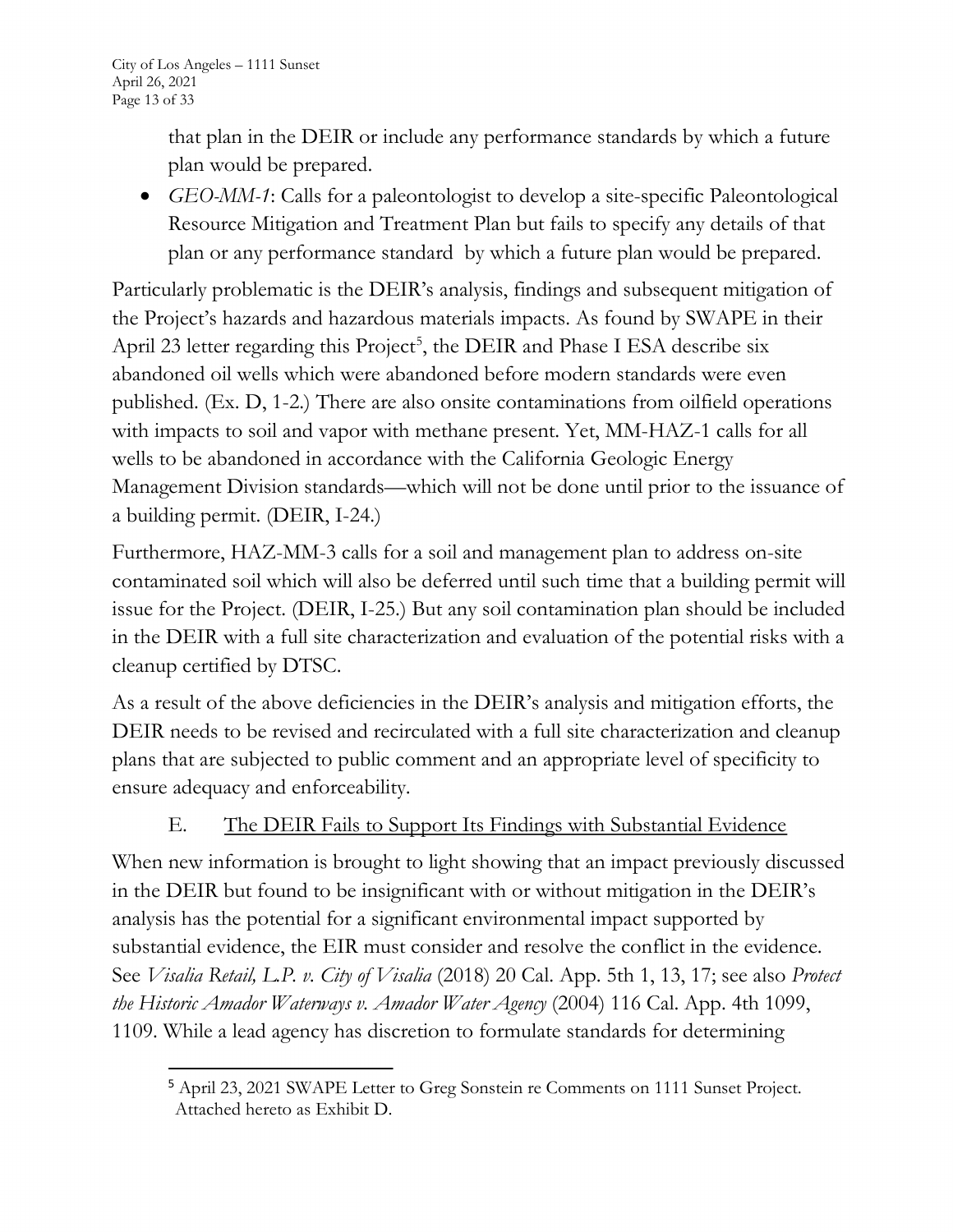that plan in the DEIR or include any performance standards by which a future plan would be prepared.

- *GEO-MM-1*: Calls for a paleontologist to develop a site-specific Paleontological Resource Mitigation and Treatment Plan but fails to specify any details of that plan or any performance standard by which a future plan would be prepared.

Particularly problematic is the DEIR's analysis, findings and subsequent mitigation of the Project's hazards and hazardous materials impacts. As found by SWAPE in their April 23 letter regarding this Project[5], the DEIR and Phase I ESA describe six abandoned oil wells which were abandoned before modern standards were even published. (Ex. D, 1-2.) There are also onsite contaminations from oilfield operations with impacts to soil and vapor with methane present. Yet, MM-HAZ-1 calls for all wells to be abandoned in accordance with the California Geologic Energy Management Division standards—which will not be done until prior to the issuance of a building permit. (DEIR, I-24.)

Furthermore, HAZ-MM-3 calls for a soil and management plan to address on-site contaminated soil which will also be deferred until such time that a building permit will issue for the Project. (DEIR, I-25.) But any soil contamination plan should be included in the DEIR with a full site characterization and evaluation of the potential risks with a cleanup certified by DTSC.

As a result of the above deficiencies in the DEIR's analysis and mitigation efforts, the DEIR needs to be revised and recirculated with a full site characterization and cleanup plans that are subjected to public comment and an appropriate level of specificity to ensure adequacy and enforceability.

## E. <u>The DEIR Fails to Support Its Findings with Substantial Evidence</u>

When new information is brought to light showing that an impact previously discussed in the DEIR but found to be insignificant with or without mitigation in the DEIR's analysis has the potential for a significant environmental impact supported by substantial evidence, the EIR must consider and resolve the conflict in the evidence. See *Visalia Retail, L.P. v. City of Visalia* (2018) 20 Cal. App. 5th 1, 13, 17; see also *Protect the Historic Amador Waterways v. Amador Water Agency* (2004) 116 Cal. App. 4th 1099, 1109. While a lead agency has discretion to formulate standards for determining

---

[5] April 23, 2021 SWAPE Letter to Greg Sonstein re Comments on 1111 Sunset Project. Attached hereto as Exhibit D.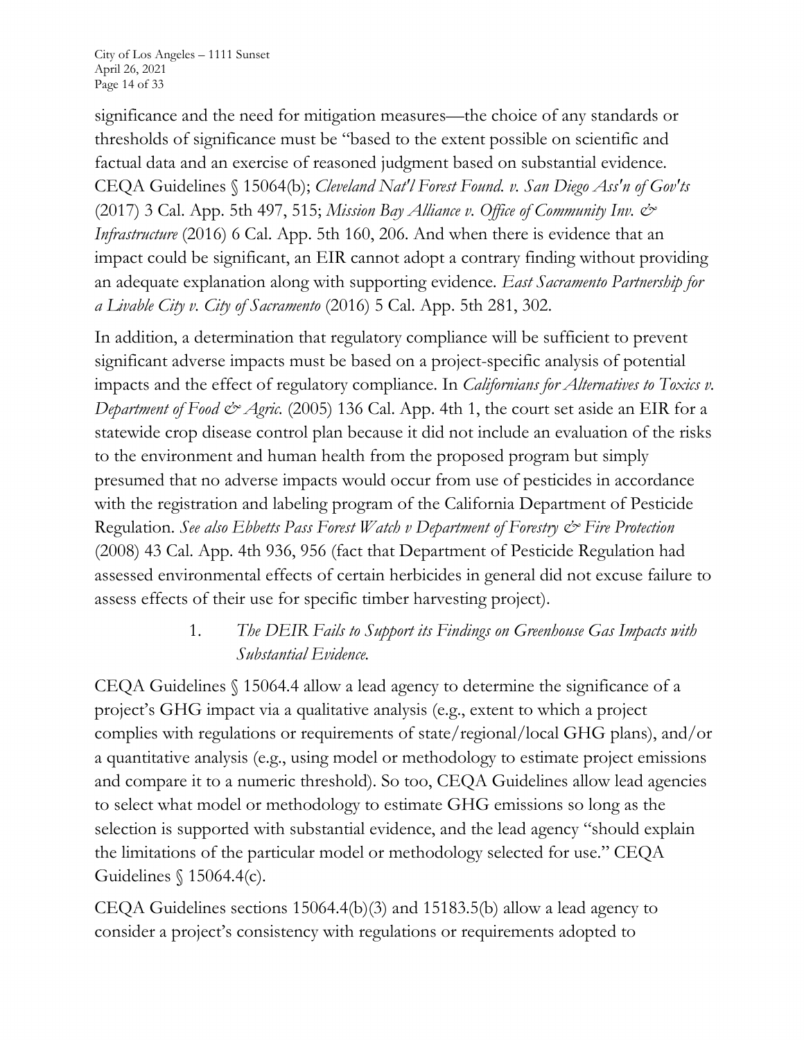significance and the need for mitigation measures—the choice of any standards or thresholds of significance must be "based to the extent possible on scientific and factual data and an exercise of reasoned judgment based on substantial evidence. CEQA Guidelines § 15064(b); *Cleveland Nat'l Forest Found. v. San Diego Ass'n of Gov'ts* (2017) 3 Cal. App. 5th 497, 515; *Mission Bay Alliance v. Office of Community Inv. & Infrastructure* (2016) 6 Cal. App. 5th 160, 206. And when there is evidence that an impact could be significant, an EIR cannot adopt a contrary finding without providing an adequate explanation along with supporting evidence. *East Sacramento Partnership for a Livable City v. City of Sacramento* (2016) 5 Cal. App. 5th 281, 302.

In addition, a determination that regulatory compliance will be sufficient to prevent significant adverse impacts must be based on a project-specific analysis of potential impacts and the effect of regulatory compliance. In *Californians for Alternatives to Toxics v. Department of Food & Agric.* (2005) 136 Cal. App. 4th 1, the court set aside an EIR for a statewide crop disease control plan because it did not include an evaluation of the risks to the environment and human health from the proposed program but simply presumed that no adverse impacts would occur from use of pesticides in accordance with the registration and labeling program of the California Department of Pesticide Regulation. *See also Ebbetts Pass Forest Watch v Department of Forestry & Fire Protection* (2008) 43 Cal. App. 4th 936, 956 (fact that Department of Pesticide Regulation had assessed environmental effects of certain herbicides in general did not excuse failure to assess effects of their use for specific timber harvesting project).

### 1. *The DEIR Fails to Support its Findings on Greenhouse Gas Impacts with Substantial Evidence.*

CEQA Guidelines § 15064.4 allow a lead agency to determine the significance of a project's GHG impact via a qualitative analysis (e.g., extent to which a project complies with regulations or requirements of state/regional/local GHG plans), and/or a quantitative analysis (e.g., using model or methodology to estimate project emissions and compare it to a numeric threshold). So too, CEQA Guidelines allow lead agencies to select what model or methodology to estimate GHG emissions so long as the selection is supported with substantial evidence, and the lead agency "should explain the limitations of the particular model or methodology selected for use." CEQA Guidelines § 15064.4(c).

CEQA Guidelines sections 15064.4(b)(3) and 15183.5(b) allow a lead agency to consider a project's consistency with regulations or requirements adopted to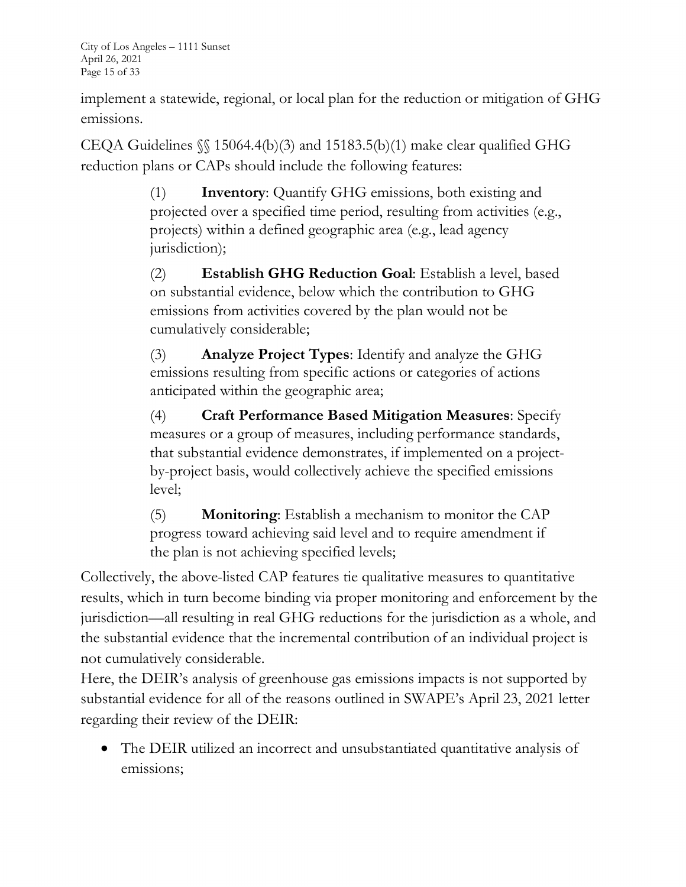implement a statewide, regional, or local plan for the reduction or mitigation of GHG emissions.

CEQA Guidelines §§ 15064.4(b)(3) and 15183.5(b)(1) make clear qualified GHG reduction plans or CAPs should include the following features:

> (1) **Inventory**: Quantify GHG emissions, both existing and projected over a specified time period, resulting from activities (e.g., projects) within a defined geographic area (e.g., lead agency jurisdiction);
>
> (2) **Establish GHG Reduction Goal**: Establish a level, based on substantial evidence, below which the contribution to GHG emissions from activities covered by the plan would not be cumulatively considerable;
>
> (3) **Analyze Project Types**: Identify and analyze the GHG emissions resulting from specific actions or categories of actions anticipated within the geographic area;
>
> (4) **Craft Performance Based Mitigation Measures**: Specify measures or a group of measures, including performance standards, that substantial evidence demonstrates, if implemented on a project-by-project basis, would collectively achieve the specified emissions level;
>
> (5) **Monitoring**: Establish a mechanism to monitor the CAP progress toward achieving said level and to require amendment if the plan is not achieving specified levels;

Collectively, the above-listed CAP features tie qualitative measures to quantitative results, which in turn become binding via proper monitoring and enforcement by the jurisdiction—all resulting in real GHG reductions for the jurisdiction as a whole, and the substantial evidence that the incremental contribution of an individual project is not cumulatively considerable.

Here, the DEIR's analysis of greenhouse gas emissions impacts is not supported by substantial evidence for all of the reasons outlined in SWAPE's April 23, 2021 letter regarding their review of the DEIR:

- The DEIR utilized an incorrect and unsubstantiated quantitative analysis of emissions;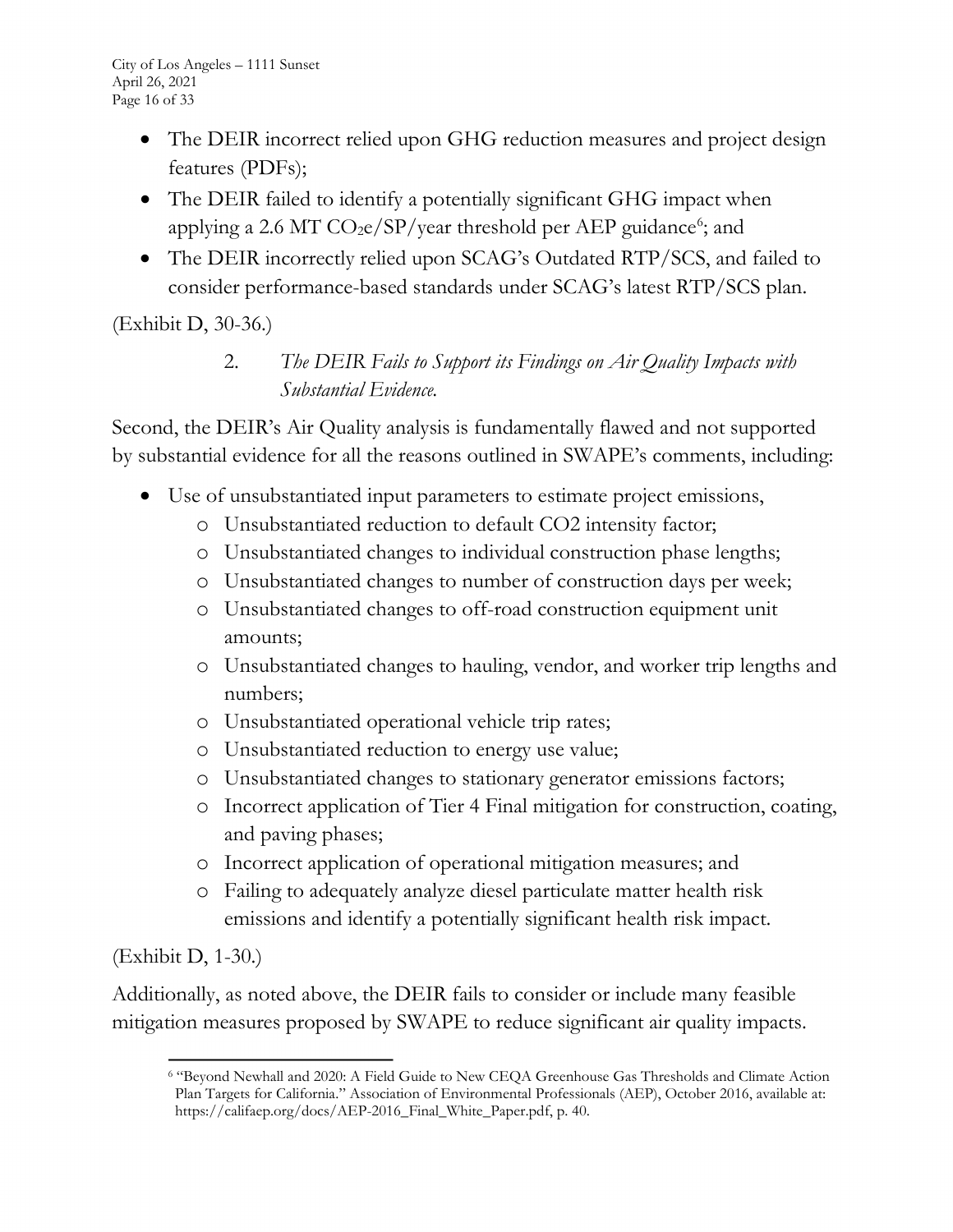- The DEIR incorrect relied upon GHG reduction measures and project design features (PDFs);
- The DEIR failed to identify a potentially significant GHG impact when applying a 2.6 MT $CO_2e$/SP/year threshold per AEP guidance[6]; and
- The DEIR incorrectly relied upon SCAG's Outdated RTP/SCS, and failed to consider performance-based standards under SCAG's latest RTP/SCS plan.

(Exhibit D, 30-36.)

### 2. *The DEIR Fails to Support its Findings on Air Quality Impacts with Substantial Evidence.*

Second, the DEIR's Air Quality analysis is fundamentally flawed and not supported by substantial evidence for all the reasons outlined in SWAPE's comments, including:

- Use of unsubstantiated input parameters to estimate project emissions,
  - Unsubstantiated reduction to default CO2 intensity factor;
  - Unsubstantiated changes to individual construction phase lengths;
  - Unsubstantiated changes to number of construction days per week;
  - Unsubstantiated changes to off-road construction equipment unit amounts;
  - Unsubstantiated changes to hauling, vendor, and worker trip lengths and numbers;
  - Unsubstantiated operational vehicle trip rates;
  - Unsubstantiated reduction to energy use value;
  - Unsubstantiated changes to stationary generator emissions factors;
  - Incorrect application of Tier 4 Final mitigation for construction, coating, and paving phases;
  - Incorrect application of operational mitigation measures; and
  - Failing to adequately analyze diesel particulate matter health risk emissions and identify a potentially significant health risk impact.

(Exhibit D, 1-30.)

Additionally, as noted above, the DEIR fails to consider or include many feasible mitigation measures proposed by SWAPE to reduce significant air quality impacts.

[6] "Beyond Newhall and 2020: A Field Guide to New CEQA Greenhouse Gas Thresholds and Climate Action Plan Targets for California." Association of Environmental Professionals (AEP), October 2016, available at: https://califaep.org/docs/AEP-2016_Final_White_Paper.pdf, p. 40.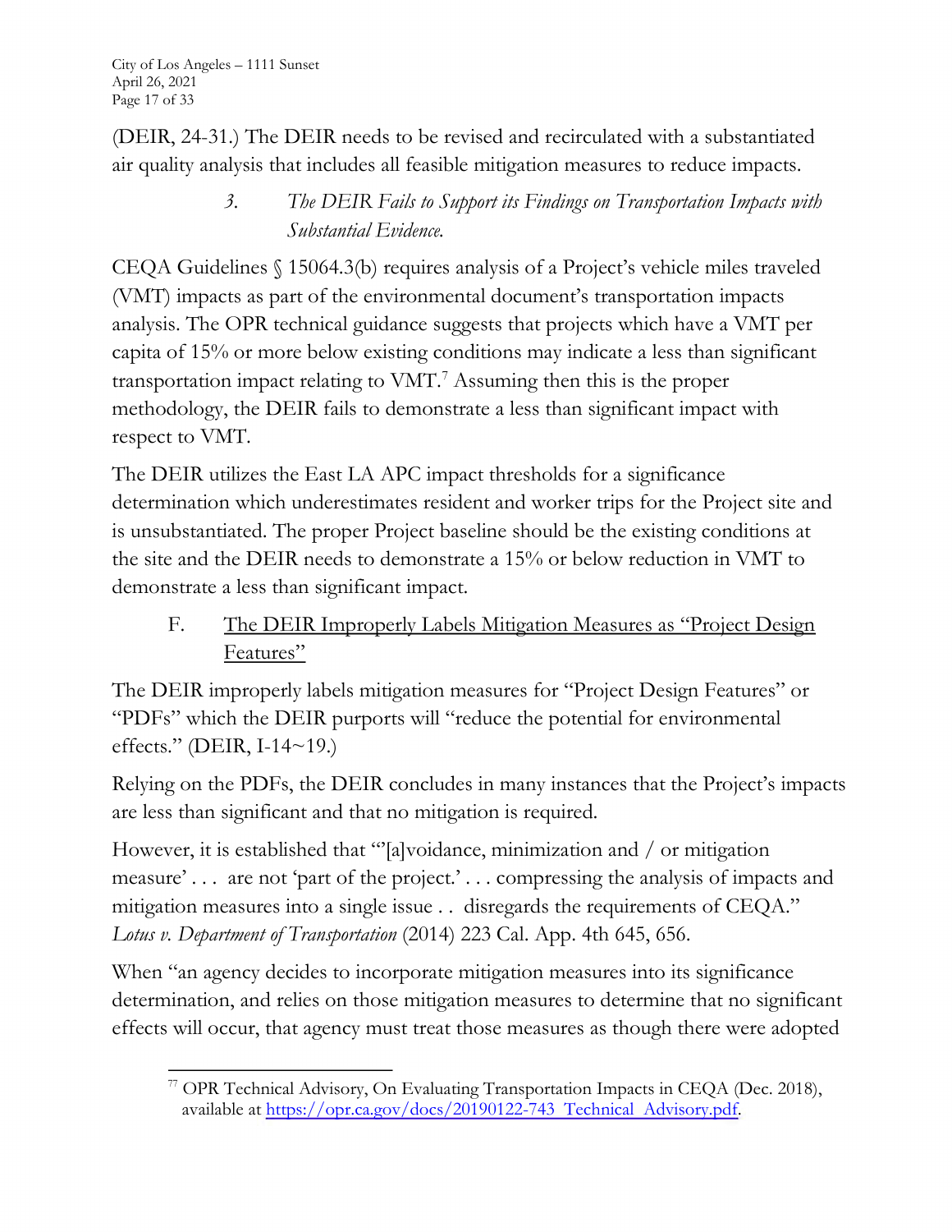(DEIR, 24-31.) The DEIR needs to be revised and recirculated with a substantiated air quality analysis that includes all feasible mitigation measures to reduce impacts.

### 3. *The DEIR Fails to Support its Findings on Transportation Impacts with Substantial Evidence.*

CEQA Guidelines § 15064.3(b) requires analysis of a Project's vehicle miles traveled (VMT) impacts as part of the environmental document's transportation impacts analysis. The OPR technical guidance suggests that projects which have a VMT per capita of 15% or more below existing conditions may indicate a less than significant transportation impact relating to VMT.[7] Assuming then this is the proper methodology, the DEIR fails to demonstrate a less than significant impact with respect to VMT.

The DEIR utilizes the East LA APC impact thresholds for a significance determination which underestimates resident and worker trips for the Project site and is unsubstantiated. The proper Project baseline should be the existing conditions at the site and the DEIR needs to demonstrate a 15% or below reduction in VMT to demonstrate a less than significant impact.

## F. The DEIR Improperly Labels Mitigation Measures as "Project Design Features"

The DEIR improperly labels mitigation measures for "Project Design Features" or "PDFs" which the DEIR purports will "reduce the potential for environmental effects." (DEIR, I-14~19.)

Relying on the PDFs, the DEIR concludes in many instances that the Project's impacts are less than significant and that no mitigation is required.

However, it is established that "'[a]voidance, minimization and / or mitigation measure' . . . are not 'part of the project.' . . . compressing the analysis of impacts and mitigation measures into a single issue . . disregards the requirements of CEQA." *Lotus v. Department of Transportation* (2014) 223 Cal. App. 4th 645, 656.

When "an agency decides to incorporate mitigation measures into its significance determination, and relies on those mitigation measures to determine that no significant effects will occur, that agency must treat those measures as though there were adopted

---

[7] OPR Technical Advisory, On Evaluating Transportation Impacts in CEQA (Dec. 2018), available at https://opr.ca.gov/docs/20190122-743_Technical_Advisory.pdf.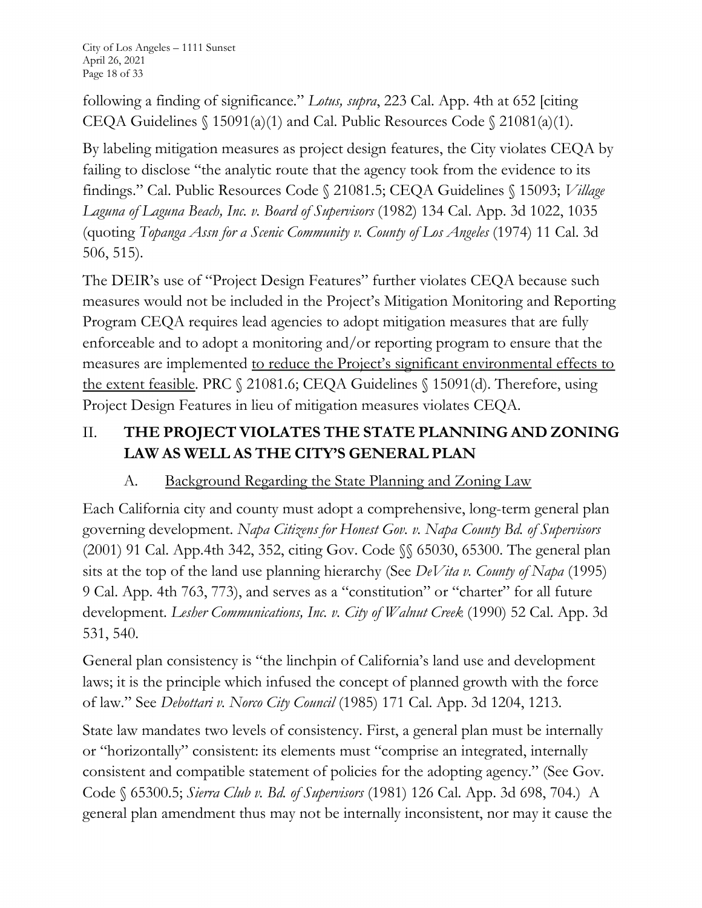following a finding of significance." *Lotus, supra*, 223 Cal. App. 4th at 652 [citing CEQA Guidelines § 15091(a)(1) and Cal. Public Resources Code § 21081(a)(1).

By labeling mitigation measures as project design features, the City violates CEQA by failing to disclose "the analytic route that the agency took from the evidence to its findings." Cal. Public Resources Code § 21081.5; CEQA Guidelines § 15093; *Village Laguna of Laguna Beach, Inc. v. Board of Supervisors* (1982) 134 Cal. App. 3d 1022, 1035 (quoting *Topanga Assn for a Scenic Community v. County of Los Angeles* (1974) 11 Cal. 3d 506, 515).

The DEIR's use of "Project Design Features" further violates CEQA because such measures would not be included in the Project's Mitigation Monitoring and Reporting Program CEQA requires lead agencies to adopt mitigation measures that are fully enforceable and to adopt a monitoring and/or reporting program to ensure that the measures are implemented <u>to reduce the Project's significant environmental effects to the extent feasible</u>. PRC § 21081.6; CEQA Guidelines § 15091(d). Therefore, using Project Design Features in lieu of mitigation measures violates CEQA.

## II. THE PROJECT VIOLATES THE STATE PLANNING AND ZONING LAW AS WELL AS THE CITY'S GENERAL PLAN

### A. <u>Background Regarding the State Planning and Zoning Law</u>

Each California city and county must adopt a comprehensive, long-term general plan governing development. *Napa Citizens for Honest Gov. v. Napa County Bd. of Supervisors* (2001) 91 Cal. App.4th 342, 352, citing Gov. Code §§ 65030, 65300. The general plan sits at the top of the land use planning hierarchy (See *DeVita v. County of Napa* (1995) 9 Cal. App. 4th 763, 773), and serves as a "constitution" or "charter" for all future development. *Lesher Communications, Inc. v. City of Walnut Creek* (1990) 52 Cal. App. 3d 531, 540.

General plan consistency is "the linchpin of California's land use and development laws; it is the principle which infused the concept of planned growth with the force of law." See *Debottari v. Norco City Council* (1985) 171 Cal. App. 3d 1204, 1213.

State law mandates two levels of consistency. First, a general plan must be internally or "horizontally" consistent: its elements must "comprise an integrated, internally consistent and compatible statement of policies for the adopting agency." (See Gov. Code § 65300.5; *Sierra Club v. Bd. of Supervisors* (1981) 126 Cal. App. 3d 698, 704.) A general plan amendment thus may not be internally inconsistent, nor may it cause the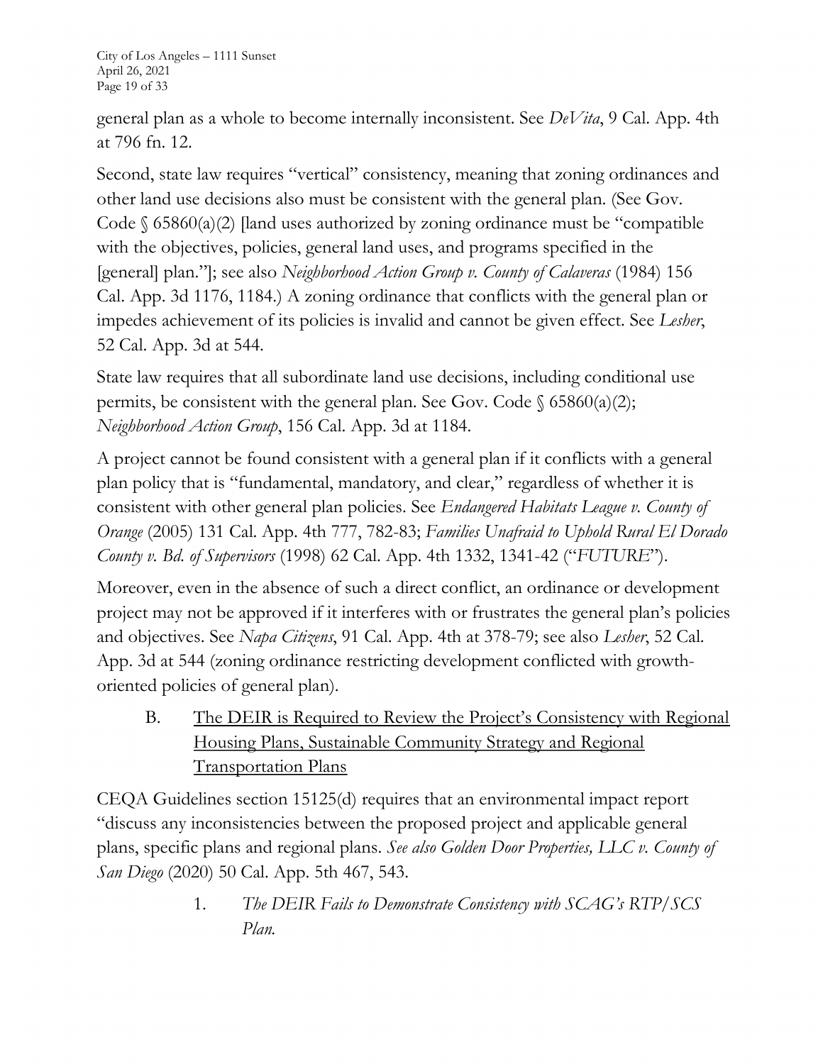general plan as a whole to become internally inconsistent. See *DeVita*, 9 Cal. App. 4th at 796 fn. 12.

Second, state law requires "vertical" consistency, meaning that zoning ordinances and other land use decisions also must be consistent with the general plan. (See Gov. Code § 65860(a)(2) [land uses authorized by zoning ordinance must be "compatible with the objectives, policies, general land uses, and programs specified in the [general] plan."]; see also *Neighborhood Action Group v. County of Calaveras* (1984) 156 Cal. App. 3d 1176, 1184.) A zoning ordinance that conflicts with the general plan or impedes achievement of its policies is invalid and cannot be given effect. See *Lesher*, 52 Cal. App. 3d at 544.

State law requires that all subordinate land use decisions, including conditional use permits, be consistent with the general plan. See Gov. Code § 65860(a)(2); *Neighborhood Action Group*, 156 Cal. App. 3d at 1184.

A project cannot be found consistent with a general plan if it conflicts with a general plan policy that is "fundamental, mandatory, and clear," regardless of whether it is consistent with other general plan policies. See *Endangered Habitats League v. County of Orange* (2005) 131 Cal. App. 4th 777, 782-83; *Families Unafraid to Uphold Rural El Dorado County v. Bd. of Supervisors* (1998) 62 Cal. App. 4th 1332, 1341-42 ("*FUTURE*").

Moreover, even in the absence of such a direct conflict, an ordinance or development project may not be approved if it interferes with or frustrates the general plan's policies and objectives. See *Napa Citizens*, 91 Cal. App. 4th at 378-79; see also *Lesher*, 52 Cal. App. 3d at 544 (zoning ordinance restricting development conflicted with growth-oriented policies of general plan).

B. <u>The DEIR is Required to Review the Project's Consistency with Regional Housing Plans, Sustainable Community Strategy and Regional Transportation Plans</u>

CEQA Guidelines section 15125(d) requires that an environmental impact report "discuss any inconsistencies between the proposed project and applicable general plans, specific plans and regional plans. *See also Golden Door Properties, LLC v. County of San Diego* (2020) 50 Cal. App. 5th 467, 543.

1. *The DEIR Fails to Demonstrate Consistency with SCAG's RTP/SCS Plan.*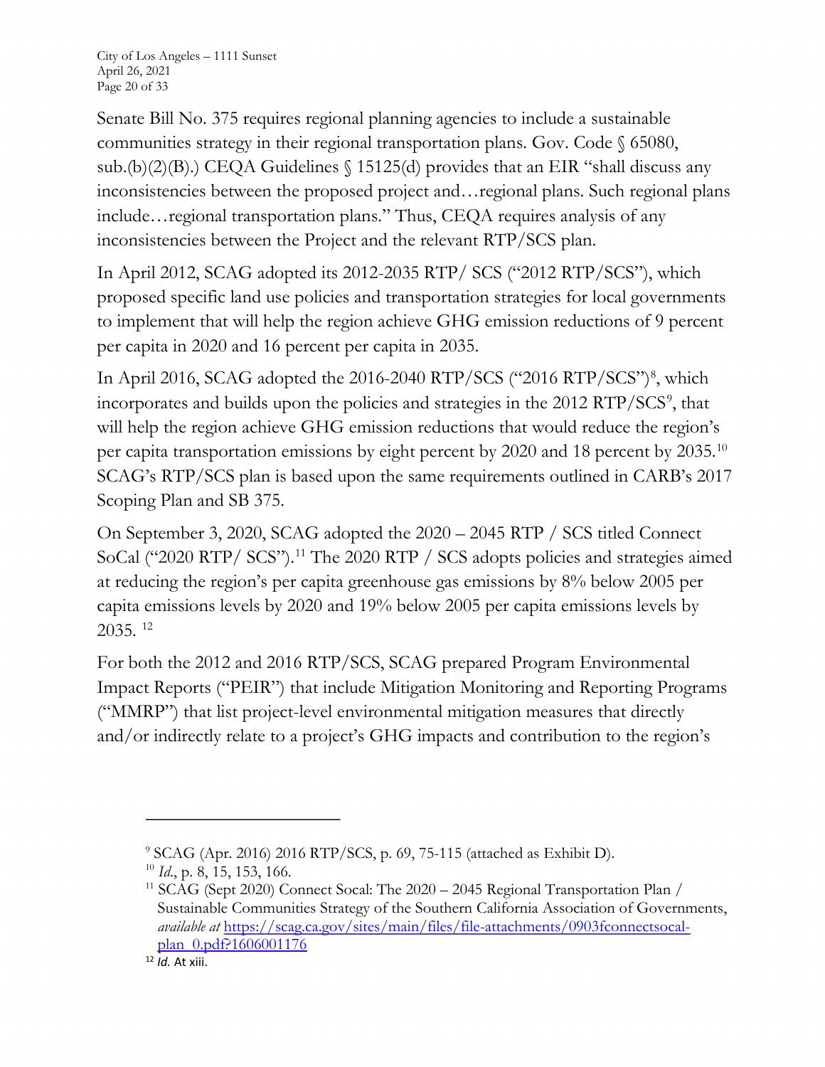Senate Bill No. 375 requires regional planning agencies to include a sustainable communities strategy in their regional transportation plans. Gov. Code § 65080, sub.(b)(2)(B).) CEQA Guidelines § 15125(d) provides that an EIR "shall discuss any inconsistencies between the proposed project and…regional plans. Such regional plans include…regional transportation plans." Thus, CEQA requires analysis of any inconsistencies between the Project and the relevant RTP/SCS plan.

In April 2012, SCAG adopted its 2012-2035 RTP/ SCS ("2012 RTP/SCS"), which proposed specific land use policies and transportation strategies for local governments to implement that will help the region achieve GHG emission reductions of 9 percent per capita in 2020 and 16 percent per capita in 2035.

In April 2016, SCAG adopted the 2016-2040 RTP/SCS ("2016 RTP/SCS")[8], which incorporates and builds upon the policies and strategies in the 2012 RTP/SCS[9], that will help the region achieve GHG emission reductions that would reduce the region's per capita transportation emissions by eight percent by 2020 and 18 percent by 2035.[10] SCAG's RTP/SCS plan is based upon the same requirements outlined in CARB's 2017 Scoping Plan and SB 375.

On September 3, 2020, SCAG adopted the 2020 – 2045 RTP / SCS titled Connect SoCal ("2020 RTP/ SCS").[11] The 2020 RTP / SCS adopts policies and strategies aimed at reducing the region's per capita greenhouse gas emissions by 8% below 2005 per capita emissions levels by 2020 and 19% below 2005 per capita emissions levels by 2035. [12]

For both the 2012 and 2016 RTP/SCS, SCAG prepared Program Environmental Impact Reports ("PEIR") that include Mitigation Monitoring and Reporting Programs ("MMRP") that list project-level environmental mitigation measures that directly and/or indirectly relate to a project's GHG impacts and contribution to the region's

---

[9] SCAG (Apr. 2016) 2016 RTP/SCS, p. 69, 75-115 (attached as Exhibit D).

[10] *Id.*, p. 8, 15, 153, 166.

[11] SCAG (Sept 2020) Connect Socal: The 2020 – 2045 Regional Transportation Plan / Sustainable Communities Strategy of the Southern California Association of Governments, *available at* https://scag.ca.gov/sites/main/files/file-attachments/0903fconnectsocal-plan_0.pdf?1606001176

[12] *Id.* At xiii.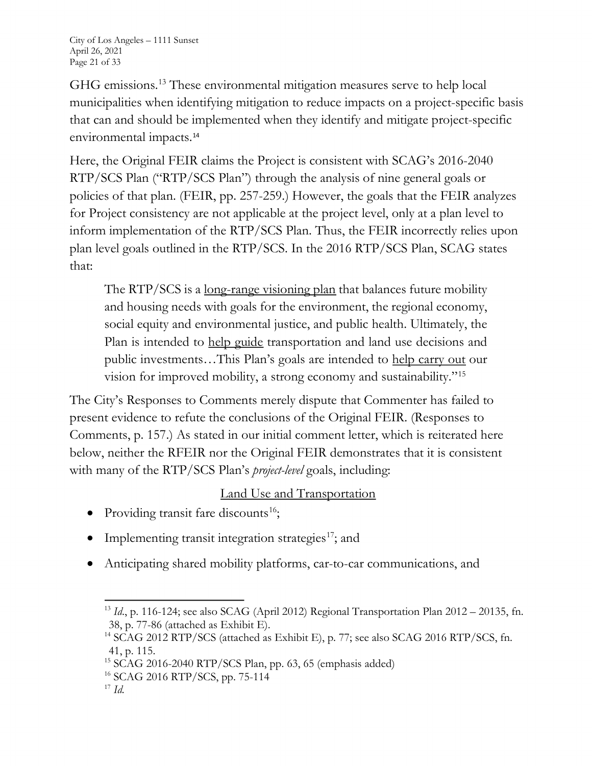GHG emissions.[13] These environmental mitigation measures serve to help local municipalities when identifying mitigation to reduce impacts on a project-specific basis that can and should be implemented when they identify and mitigate project-specific environmental impacts.[14]

Here, the Original FEIR claims the Project is consistent with SCAG's 2016-2040 RTP/SCS Plan ("RTP/SCS Plan") through the analysis of nine general goals or policies of that plan. (FEIR, pp. 257-259.) However, the goals that the FEIR analyzes for Project consistency are not applicable at the project level, only at a plan level to inform implementation of the RTP/SCS Plan. Thus, the FEIR incorrectly relies upon plan level goals outlined in the RTP/SCS. In the 2016 RTP/SCS Plan, SCAG states that:

> The RTP/SCS is a <u>long-range visioning plan</u> that balances future mobility and housing needs with goals for the environment, the regional economy, social equity and environmental justice, and public health. Ultimately, the Plan is intended to <u>help guide</u> transportation and land use decisions and public investments…This Plan's goals are intended to <u>help carry out</u> our vision for improved mobility, a strong economy and sustainability."[15]

The City's Responses to Comments merely dispute that Commenter has failed to present evidence to refute the conclusions of the Original FEIR. (Responses to Comments, p. 157.) As stated in our initial comment letter, which is reiterated here below, neither the RFEIR nor the Original FEIR demonstrates that it is consistent with many of the RTP/SCS Plan's *project-level* goals, including:

<u>Land Use and Transportation</u>

- Providing transit fare discounts[16];
- Implementing transit integration strategies[17]; and
- Anticipating shared mobility platforms, car-to-car communications, and

---

[13] *Id*., p. 116-124; see also SCAG (April 2012) Regional Transportation Plan 2012 – 20135, fn. 38, p. 77-86 (attached as Exhibit E).

[14] SCAG 2012 RTP/SCS (attached as Exhibit E), p. 77; see also SCAG 2016 RTP/SCS, fn. 41, p. 115.

[15] SCAG 2016-2040 RTP/SCS Plan, pp. 63, 65 (emphasis added)

[16] SCAG 2016 RTP/SCS, pp. 75-114

[17] *Id.*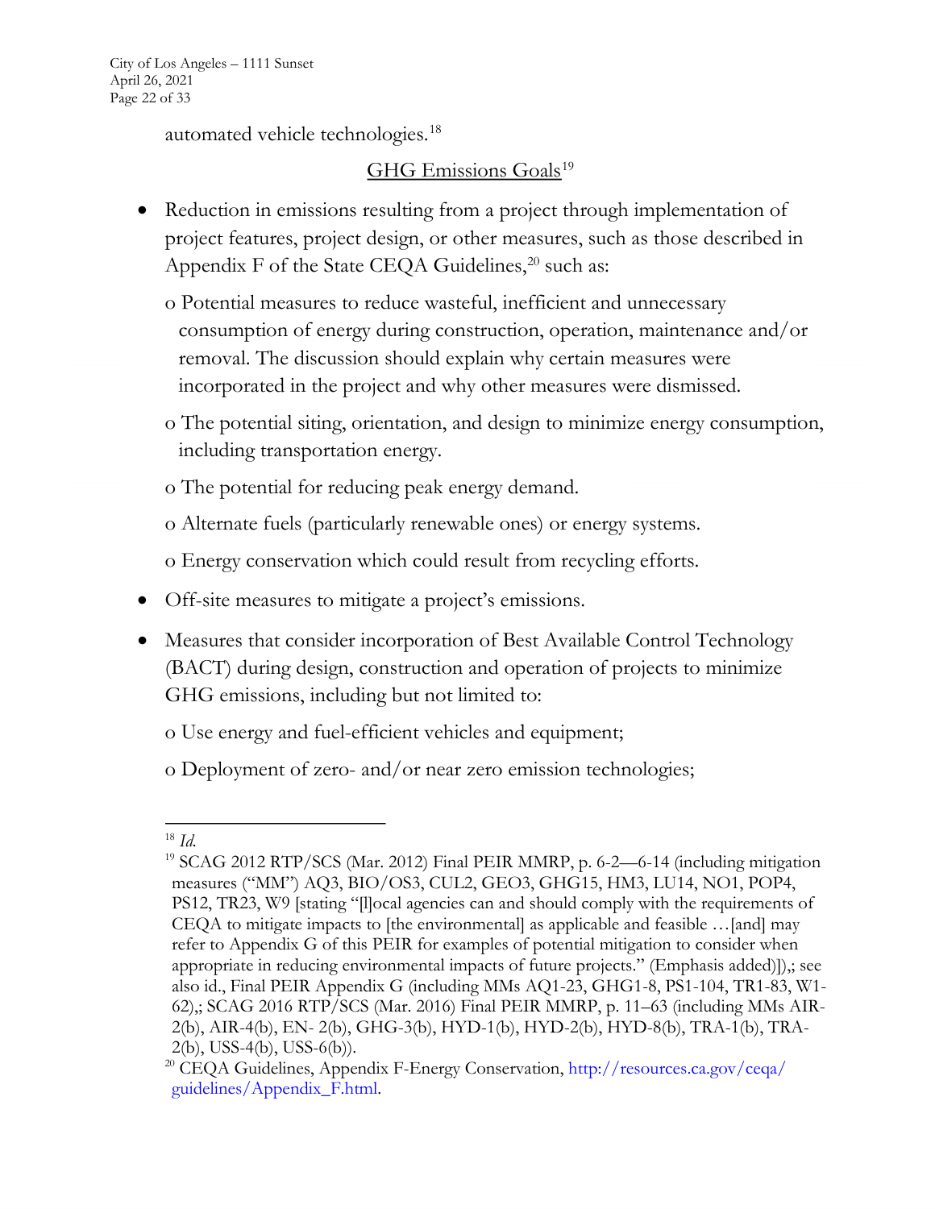automated vehicle technologies.[18]

<u>GHG Emissions Goals</u>[19]

- Reduction in emissions resulting from a project through implementation of project features, project design, or other measures, such as those described in Appendix F of the State CEQA Guidelines,[20] such as:
  - o Potential measures to reduce wasteful, inefficient and unnecessary consumption of energy during construction, operation, maintenance and/or removal. The discussion should explain why certain measures were incorporated in the project and why other measures were dismissed.
  - o The potential siting, orientation, and design to minimize energy consumption, including transportation energy.
  - o The potential for reducing peak energy demand.
  - o Alternate fuels (particularly renewable ones) or energy systems.
  - o Energy conservation which could result from recycling efforts.
- Off-site measures to mitigate a project's emissions.
- Measures that consider incorporation of Best Available Control Technology (BACT) during design, construction and operation of projects to minimize GHG emissions, including but not limited to:
  - o Use energy and fuel-efficient vehicles and equipment;
  - o Deployment of zero- and/or near zero emission technologies;

---

[18] *Id.*

[19] SCAG 2012 RTP/SCS (Mar. 2012) Final PEIR MMRP, p. 6-2—6-14 (including mitigation measures ("MM") AQ3, BIO/OS3, CUL2, GEO3, GHG15, HM3, LU14, NO1, POP4, PS12, TR23, W9 [stating "[l]ocal agencies can and should comply with the requirements of CEQA to mitigate impacts to [the environmental] as applicable and feasible …[and] may refer to Appendix G of this PEIR for examples of potential mitigation to consider when appropriate in reducing environmental impacts of future projects." (Emphasis added)]),; see also id., Final PEIR Appendix G (including MMs AQ1-23, GHG1-8, PS1-104, TR1-83, W1-62),; SCAG 2016 RTP/SCS (Mar. 2016) Final PEIR MMRP, p. 11–63 (including MMs AIR-2(b), AIR-4(b), EN- 2(b), GHG-3(b), HYD-1(b), HYD-2(b), HYD-8(b), TRA-1(b), TRA-2(b), USS-4(b), USS-6(b)).

[20] CEQA Guidelines, Appendix F-Energy Conservation, http://resources.ca.gov/ceqa/guidelines/Appendix_F.html.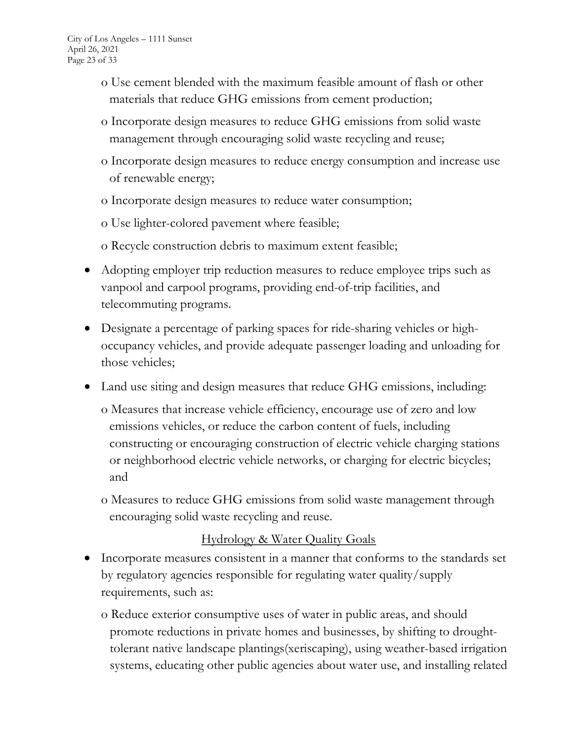- o Use cement blended with the maximum feasible amount of flash or other materials that reduce GHG emissions from cement production;
  - o Incorporate design measures to reduce GHG emissions from solid waste management through encouraging solid waste recycling and reuse;
  - o Incorporate design measures to reduce energy consumption and increase use of renewable energy;
  - o Incorporate design measures to reduce water consumption;
  - o Use lighter-colored pavement where feasible;
  - o Recycle construction debris to maximum extent feasible;
- Adopting employer trip reduction measures to reduce employee trips such as vanpool and carpool programs, providing end-of-trip facilities, and telecommuting programs.
- Designate a percentage of parking spaces for ride-sharing vehicles or high-occupancy vehicles, and provide adequate passenger loading and unloading for those vehicles;
- Land use siting and design measures that reduce GHG emissions, including:
  - o Measures that increase vehicle efficiency, encourage use of zero and low emissions vehicles, or reduce the carbon content of fuels, including constructing or encouraging construction of electric vehicle charging stations or neighborhood electric vehicle networks, or charging for electric bicycles; and
  - o Measures to reduce GHG emissions from solid waste management through encouraging solid waste recycling and reuse.

<u>Hydrology & Water Quality Goals</u>

- Incorporate measures consistent in a manner that conforms to the standards set by regulatory agencies responsible for regulating water quality/supply requirements, such as:
  - o Reduce exterior consumptive uses of water in public areas, and should promote reductions in private homes and businesses, by shifting to drought-tolerant native landscape plantings(xeriscaping), using weather-based irrigation systems, educating other public agencies about water use, and installing related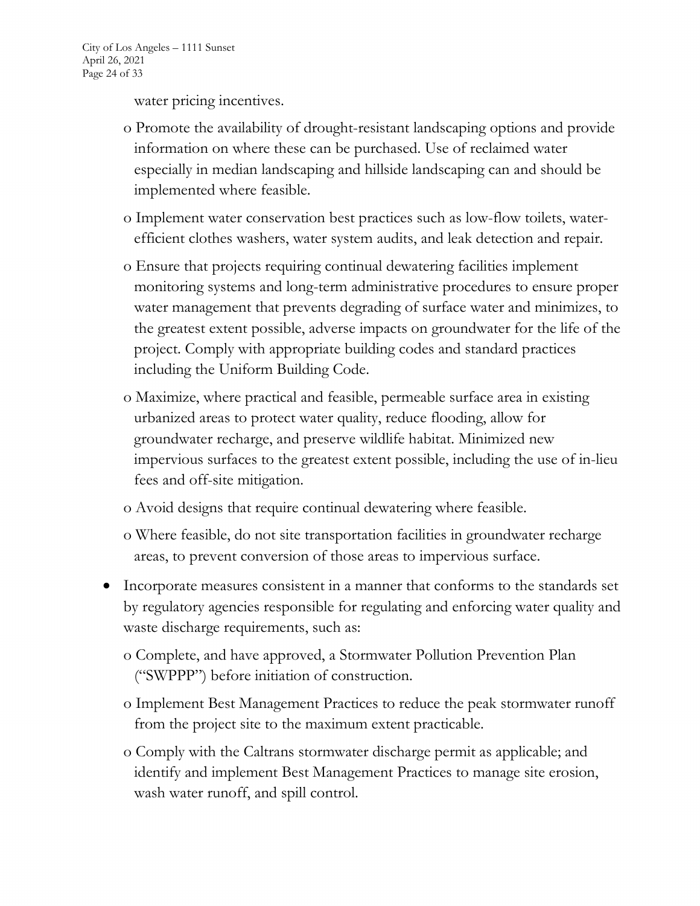water pricing incentives.

- Promote the availability of drought-resistant landscaping options and provide information on where these can be purchased. Use of reclaimed water especially in median landscaping and hillside landscaping can and should be implemented where feasible.
- Implement water conservation best practices such as low-flow toilets, water-efficient clothes washers, water system audits, and leak detection and repair.
- Ensure that projects requiring continual dewatering facilities implement monitoring systems and long-term administrative procedures to ensure proper water management that prevents degrading of surface water and minimizes, to the greatest extent possible, adverse impacts on groundwater for the life of the project. Comply with appropriate building codes and standard practices including the Uniform Building Code.
- Maximize, where practical and feasible, permeable surface area in existing urbanized areas to protect water quality, reduce flooding, allow for groundwater recharge, and preserve wildlife habitat. Minimized new impervious surfaces to the greatest extent possible, including the use of in-lieu fees and off-site mitigation.
- Avoid designs that require continual dewatering where feasible.
- Where feasible, do not site transportation facilities in groundwater recharge areas, to prevent conversion of those areas to impervious surface.

- Incorporate measures consistent in a manner that conforms to the standards set by regulatory agencies responsible for regulating and enforcing water quality and waste discharge requirements, such as:
  - Complete, and have approved, a Stormwater Pollution Prevention Plan ("SWPPP") before initiation of construction.
  - Implement Best Management Practices to reduce the peak stormwater runoff from the project site to the maximum extent practicable.
  - Comply with the Caltrans stormwater discharge permit as applicable; and identify and implement Best Management Practices to manage site erosion, wash water runoff, and spill control.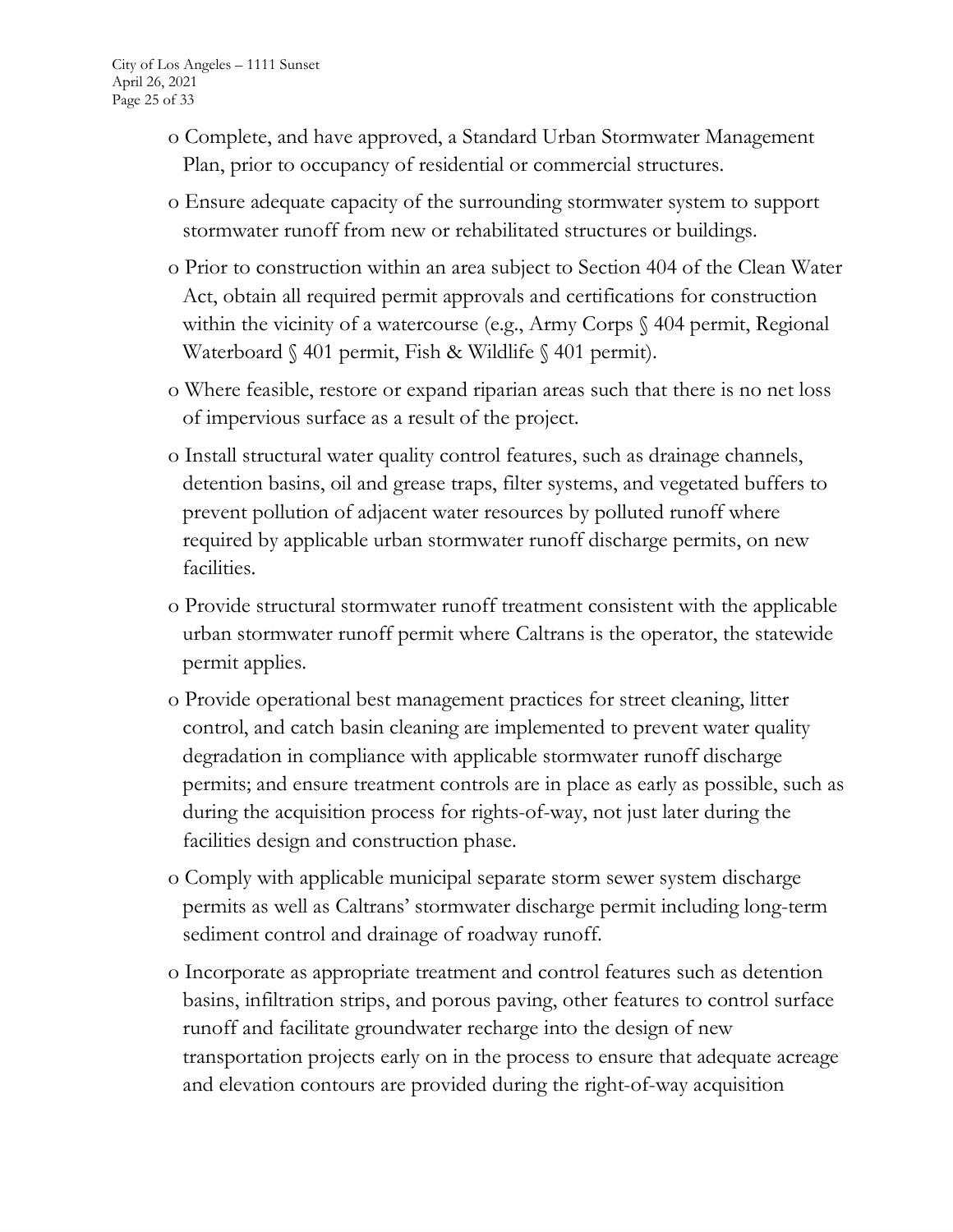- Complete, and have approved, a Standard Urban Stormwater Management Plan, prior to occupancy of residential or commercial structures.
- Ensure adequate capacity of the surrounding stormwater system to support stormwater runoff from new or rehabilitated structures or buildings.
- Prior to construction within an area subject to Section 404 of the Clean Water Act, obtain all required permit approvals and certifications for construction within the vicinity of a watercourse (e.g., Army Corps § 404 permit, Regional Waterboard § 401 permit, Fish & Wildlife § 401 permit).
- Where feasible, restore or expand riparian areas such that there is no net loss of impervious surface as a result of the project.
- Install structural water quality control features, such as drainage channels, detention basins, oil and grease traps, filter systems, and vegetated buffers to prevent pollution of adjacent water resources by polluted runoff where required by applicable urban stormwater runoff discharge permits, on new facilities.
- Provide structural stormwater runoff treatment consistent with the applicable urban stormwater runoff permit where Caltrans is the operator, the statewide permit applies.
- Provide operational best management practices for street cleaning, litter control, and catch basin cleaning are implemented to prevent water quality degradation in compliance with applicable stormwater runoff discharge permits; and ensure treatment controls are in place as early as possible, such as during the acquisition process for rights-of-way, not just later during the facilities design and construction phase.
- Comply with applicable municipal separate storm sewer system discharge permits as well as Caltrans' stormwater discharge permit including long-term sediment control and drainage of roadway runoff.
- Incorporate as appropriate treatment and control features such as detention basins, infiltration strips, and porous paving, other features to control surface runoff and facilitate groundwater recharge into the design of new transportation projects early on in the process to ensure that adequate acreage and elevation contours are provided during the right-of-way acquisition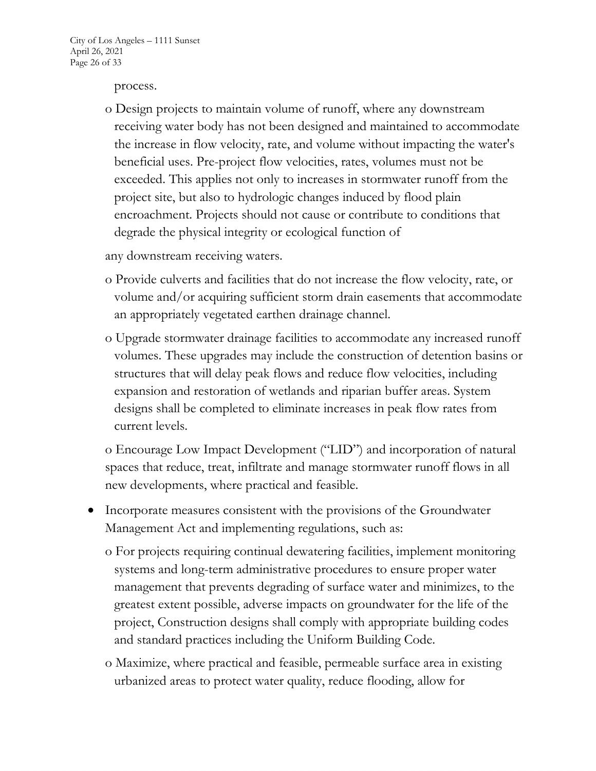process.

- o Design projects to maintain volume of runoff, where any downstream receiving water body has not been designed and maintained to accommodate the increase in flow velocity, rate, and volume without impacting the water's beneficial uses. Pre-project flow velocities, rates, volumes must not be exceeded. This applies not only to increases in stormwater runoff from the project site, but also to hydrologic changes induced by flood plain encroachment. Projects should not cause or contribute to conditions that degrade the physical integrity or ecological function of

  any downstream receiving waters.

- o Provide culverts and facilities that do not increase the flow velocity, rate, or volume and/or acquiring sufficient storm drain easements that accommodate an appropriately vegetated earthen drainage channel.
- o Upgrade stormwater drainage facilities to accommodate any increased runoff volumes. These upgrades may include the construction of detention basins or structures that will delay peak flows and reduce flow velocities, including expansion and restoration of wetlands and riparian buffer areas. System designs shall be completed to eliminate increases in peak flow rates from current levels.
- o Encourage Low Impact Development ("LID") and incorporation of natural spaces that reduce, treat, infiltrate and manage stormwater runoff flows in all new developments, where practical and feasible.

- Incorporate measures consistent with the provisions of the Groundwater Management Act and implementing regulations, such as:
  - o For projects requiring continual dewatering facilities, implement monitoring systems and long-term administrative procedures to ensure proper water management that prevents degrading of surface water and minimizes, to the greatest extent possible, adverse impacts on groundwater for the life of the project, Construction designs shall comply with appropriate building codes and standard practices including the Uniform Building Code.
  - o Maximize, where practical and feasible, permeable surface area in existing urbanized areas to protect water quality, reduce flooding, allow for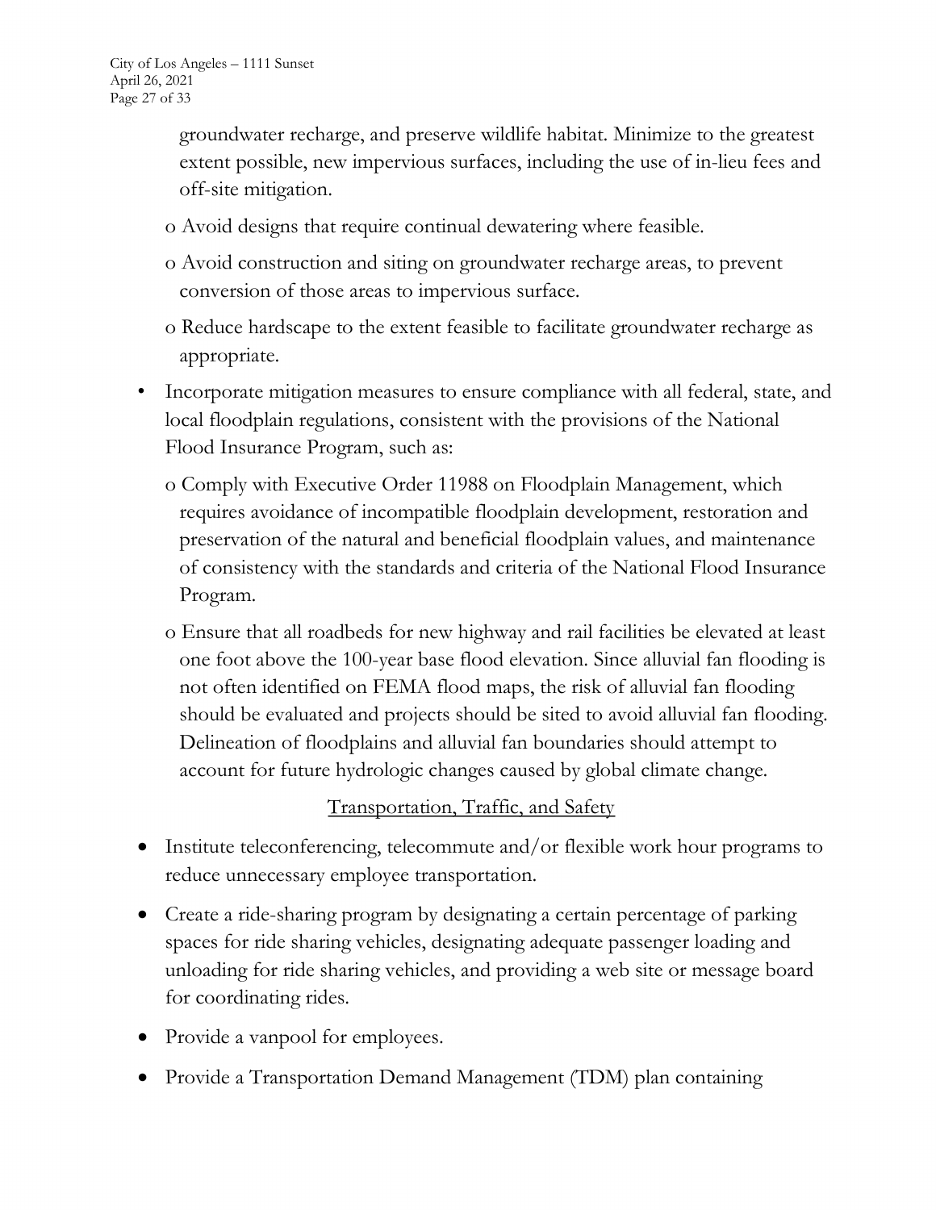groundwater recharge, and preserve wildlife habitat. Minimize to the greatest extent possible, new impervious surfaces, including the use of in-lieu fees and off-site mitigation.

  - Avoid designs that require continual dewatering where feasible.
  - Avoid construction and siting on groundwater recharge areas, to prevent conversion of those areas to impervious surface.
  - Reduce hardscape to the extent feasible to facilitate groundwater recharge as appropriate.

- Incorporate mitigation measures to ensure compliance with all federal, state, and local floodplain regulations, consistent with the provisions of the National Flood Insurance Program, such as:
  - Comply with Executive Order 11988 on Floodplain Management, which requires avoidance of incompatible floodplain development, restoration and preservation of the natural and beneficial floodplain values, and maintenance of consistency with the standards and criteria of the National Flood Insurance Program.
  - Ensure that all roadbeds for new highway and rail facilities be elevated at least one foot above the 100-year base flood elevation. Since alluvial fan flooding is not often identified on FEMA flood maps, the risk of alluvial fan flooding should be evaluated and projects should be sited to avoid alluvial fan flooding. Delineation of floodplains and alluvial fan boundaries should attempt to account for future hydrologic changes caused by global climate change.

<u>Transportation, Traffic, and Safety</u>

- Institute teleconferencing, telecommute and/or flexible work hour programs to reduce unnecessary employee transportation.
- Create a ride-sharing program by designating a certain percentage of parking spaces for ride sharing vehicles, designating adequate passenger loading and unloading for ride sharing vehicles, and providing a web site or message board for coordinating rides.
- Provide a vanpool for employees.
- Provide a Transportation Demand Management (TDM) plan containing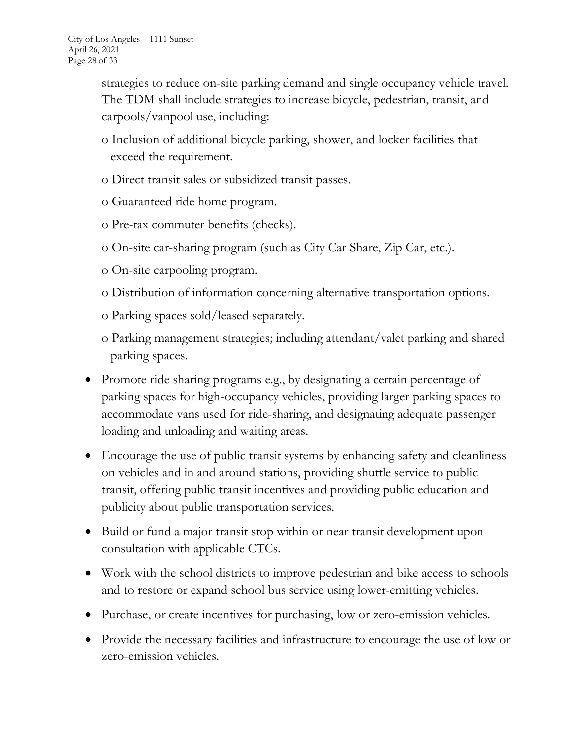strategies to reduce on-site parking demand and single occupancy vehicle travel. The TDM shall include strategies to increase bicycle, pedestrian, transit, and carpools/vanpool use, including:

  - Inclusion of additional bicycle parking, shower, and locker facilities that exceed the requirement.
  - Direct transit sales or subsidized transit passes.
  - Guaranteed ride home program.
  - Pre-tax commuter benefits (checks).
  - On-site car-sharing program (such as City Car Share, Zip Car, etc.).
  - On-site carpooling program.
  - Distribution of information concerning alternative transportation options.
  - Parking spaces sold/leased separately.
  - Parking management strategies; including attendant/valet parking and shared parking spaces.

- Promote ride sharing programs e.g., by designating a certain percentage of parking spaces for high-occupancy vehicles, providing larger parking spaces to accommodate vans used for ride-sharing, and designating adequate passenger loading and unloading and waiting areas.
- Encourage the use of public transit systems by enhancing safety and cleanliness on vehicles and in and around stations, providing shuttle service to public transit, offering public transit incentives and providing public education and publicity about public transportation services.
- Build or fund a major transit stop within or near transit development upon consultation with applicable CTCs.
- Work with the school districts to improve pedestrian and bike access to schools and to restore or expand school bus service using lower-emitting vehicles.
- Purchase, or create incentives for purchasing, low or zero-emission vehicles.
- Provide the necessary facilities and infrastructure to encourage the use of low or zero-emission vehicles.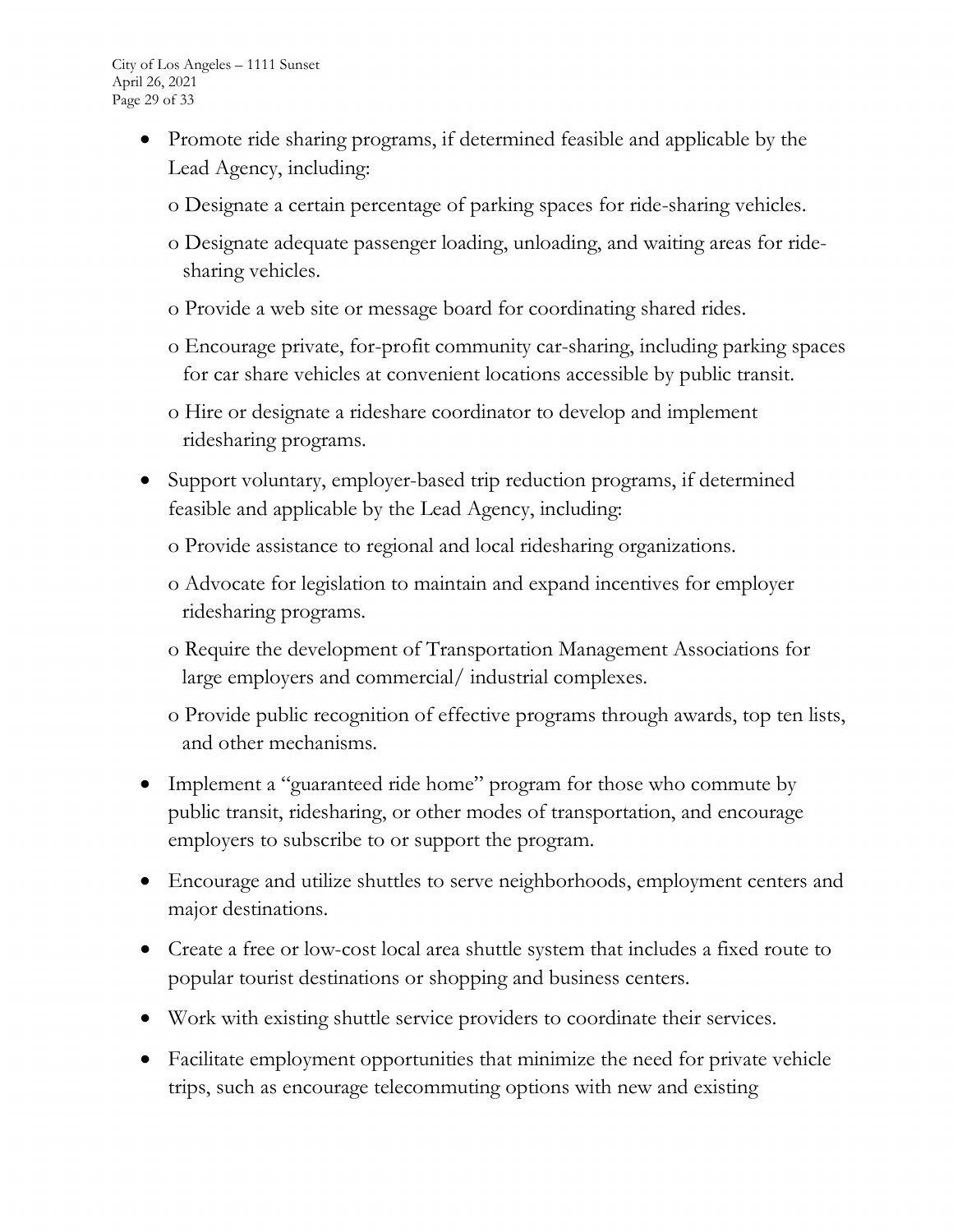- Promote ride sharing programs, if determined feasible and applicable by the Lead Agency, including:
  - o Designate a certain percentage of parking spaces for ride-sharing vehicles.
  - o Designate adequate passenger loading, unloading, and waiting areas for ride-sharing vehicles.
  - o Provide a web site or message board for coordinating shared rides.
  - o Encourage private, for-profit community car-sharing, including parking spaces for car share vehicles at convenient locations accessible by public transit.
  - o Hire or designate a rideshare coordinator to develop and implement ridesharing programs.
- Support voluntary, employer-based trip reduction programs, if determined feasible and applicable by the Lead Agency, including:
  - o Provide assistance to regional and local ridesharing organizations.
  - o Advocate for legislation to maintain and expand incentives for employer ridesharing programs.
  - o Require the development of Transportation Management Associations for large employers and commercial/ industrial complexes.
  - o Provide public recognition of effective programs through awards, top ten lists, and other mechanisms.
- Implement a "guaranteed ride home" program for those who commute by public transit, ridesharing, or other modes of transportation, and encourage employers to subscribe to or support the program.
- Encourage and utilize shuttles to serve neighborhoods, employment centers and major destinations.
- Create a free or low-cost local area shuttle system that includes a fixed route to popular tourist destinations or shopping and business centers.
- Work with existing shuttle service providers to coordinate their services.
- Facilitate employment opportunities that minimize the need for private vehicle trips, such as encourage telecommuting options with new and existing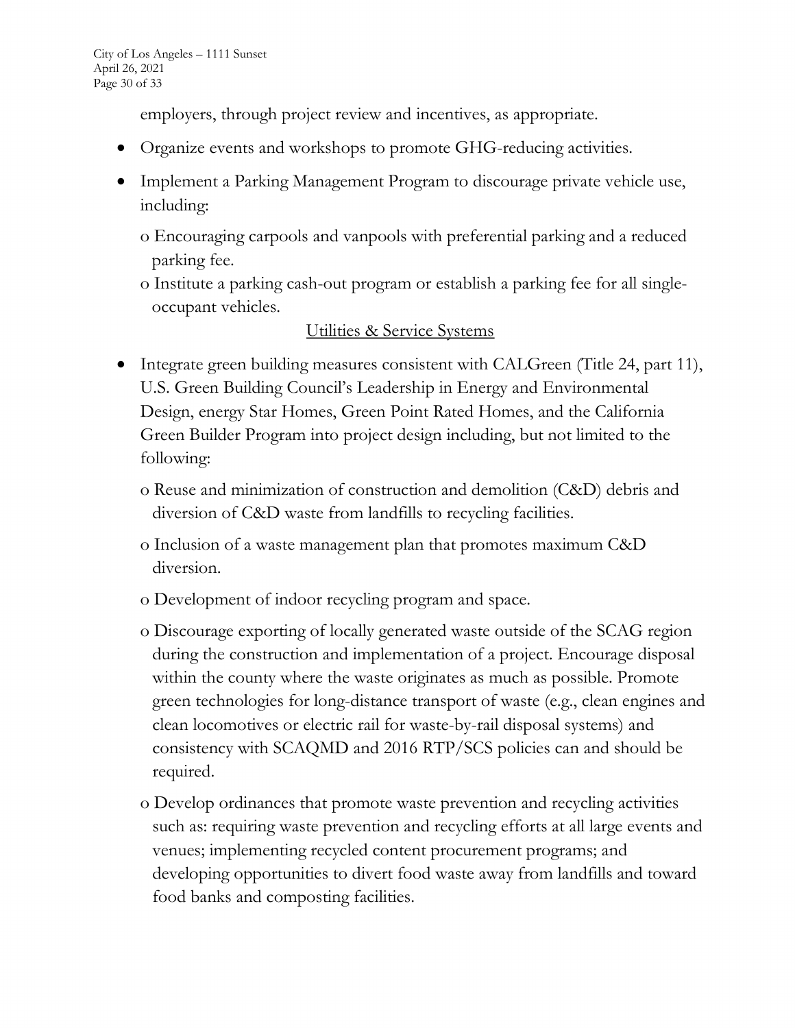employers, through project review and incentives, as appropriate.

- Organize events and workshops to promote GHG-reducing activities.
- Implement a Parking Management Program to discourage private vehicle use, including:
  - Encouraging carpools and vanpools with preferential parking and a reduced parking fee.
  - Institute a parking cash-out program or establish a parking fee for all single-occupant vehicles.

<u>Utilities & Service Systems</u>

- Integrate green building measures consistent with CALGreen (Title 24, part 11), U.S. Green Building Council's Leadership in Energy and Environmental Design, energy Star Homes, Green Point Rated Homes, and the California Green Builder Program into project design including, but not limited to the following:
  - Reuse and minimization of construction and demolition (C&D) debris and diversion of C&D waste from landfills to recycling facilities.
  - Inclusion of a waste management plan that promotes maximum C&D diversion.
  - Development of indoor recycling program and space.
  - Discourage exporting of locally generated waste outside of the SCAG region during the construction and implementation of a project. Encourage disposal within the county where the waste originates as much as possible. Promote green technologies for long-distance transport of waste (e.g., clean engines and clean locomotives or electric rail for waste-by-rail disposal systems) and consistency with SCAQMD and 2016 RTP/SCS policies can and should be required.
  - Develop ordinances that promote waste prevention and recycling activities such as: requiring waste prevention and recycling efforts at all large events and venues; implementing recycled content procurement programs; and developing opportunities to divert food waste away from landfills and toward food banks and composting facilities.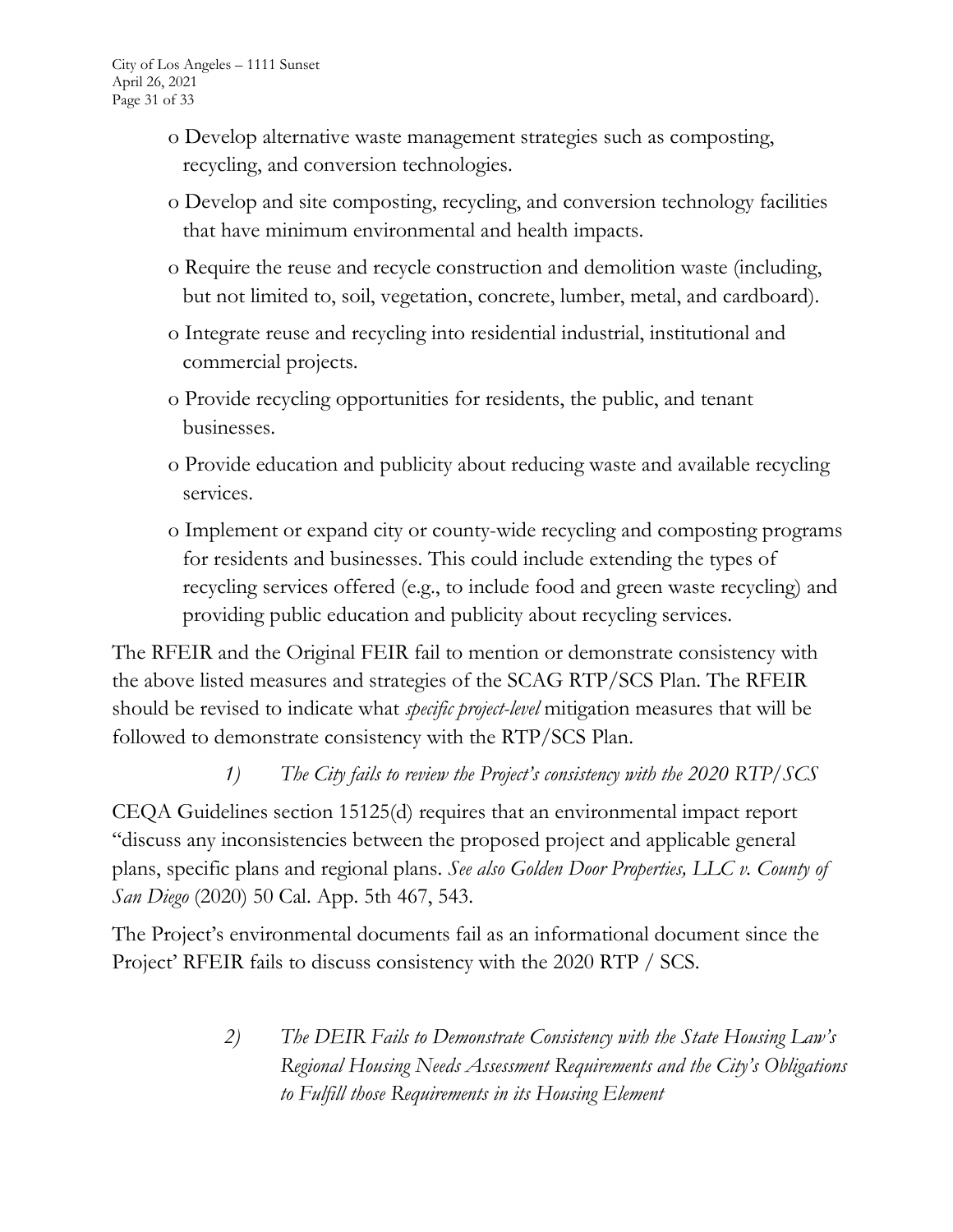- Develop alternative waste management strategies such as composting, recycling, and conversion technologies.
- Develop and site composting, recycling, and conversion technology facilities that have minimum environmental and health impacts.
- Require the reuse and recycle construction and demolition waste (including, but not limited to, soil, vegetation, concrete, lumber, metal, and cardboard).
- Integrate reuse and recycling into residential industrial, institutional and commercial projects.
- Provide recycling opportunities for residents, the public, and tenant businesses.
- Provide education and publicity about reducing waste and available recycling services.
- Implement or expand city or county-wide recycling and composting programs for residents and businesses. This could include extending the types of recycling services offered (e.g., to include food and green waste recycling) and providing public education and publicity about recycling services.

The RFEIR and the Original FEIR fail to mention or demonstrate consistency with the above listed measures and strategies of the SCAG RTP/SCS Plan. The RFEIR should be revised to indicate what *specific project-level* mitigation measures that will be followed to demonstrate consistency with the RTP/SCS Plan.

*1) The City fails to review the Project's consistency with the 2020 RTP/SCS*

CEQA Guidelines section 15125(d) requires that an environmental impact report "discuss any inconsistencies between the proposed project and applicable general plans, specific plans and regional plans. *See also Golden Door Properties, LLC v. County of San Diego* (2020) 50 Cal. App. 5th 467, 543.

The Project's environmental documents fail as an informational document since the Project' RFEIR fails to discuss consistency with the 2020 RTP / SCS.

*2) The DEIR Fails to Demonstrate Consistency with the State Housing Law's Regional Housing Needs Assessment Requirements and the City's Obligations to Fulfill those Requirements in its Housing Element*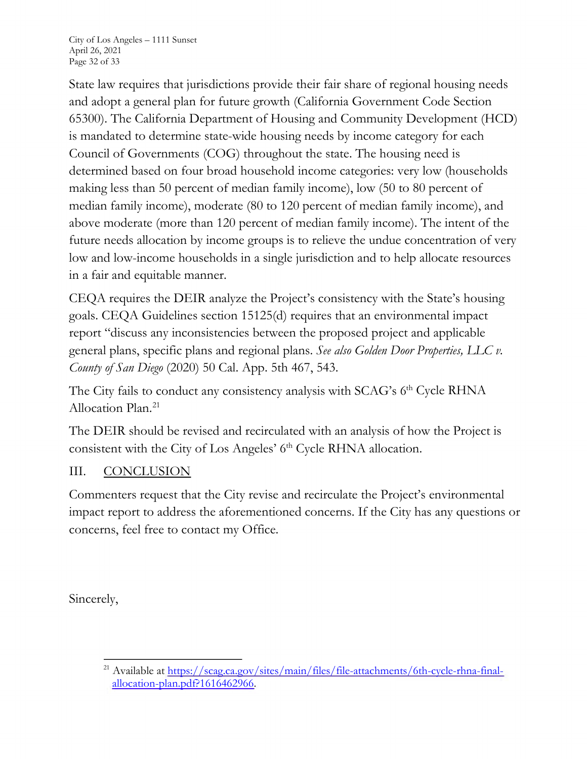State law requires that jurisdictions provide their fair share of regional housing needs and adopt a general plan for future growth (California Government Code Section 65300). The California Department of Housing and Community Development (HCD) is mandated to determine state-wide housing needs by income category for each Council of Governments (COG) throughout the state. The housing need is determined based on four broad household income categories: very low (households making less than 50 percent of median family income), low (50 to 80 percent of median family income), moderate (80 to 120 percent of median family income), and above moderate (more than 120 percent of median family income). The intent of the future needs allocation by income groups is to relieve the undue concentration of very low and low-income households in a single jurisdiction and to help allocate resources in a fair and equitable manner.

CEQA requires the DEIR analyze the Project's consistency with the State's housing goals. CEQA Guidelines section 15125(d) requires that an environmental impact report "discuss any inconsistencies between the proposed project and applicable general plans, specific plans and regional plans. *See also Golden Door Properties, LLC v. County of San Diego* (2020) 50 Cal. App. 5th 467, 543.

The City fails to conduct any consistency analysis with SCAG's 6th Cycle RHNA Allocation Plan.[21]

The DEIR should be revised and recirculated with an analysis of how the Project is consistent with the City of Los Angeles' 6th Cycle RHNA allocation.

## III. CONCLUSION

Commenters request that the City revise and recirculate the Project's environmental impact report to address the aforementioned concerns. If the City has any questions or concerns, feel free to contact my Office.

Sincerely,

---

[21] Available at https://scag.ca.gov/sites/main/files/file-attachments/6th-cycle-rhna-final-allocation-plan.pdf?1616462966.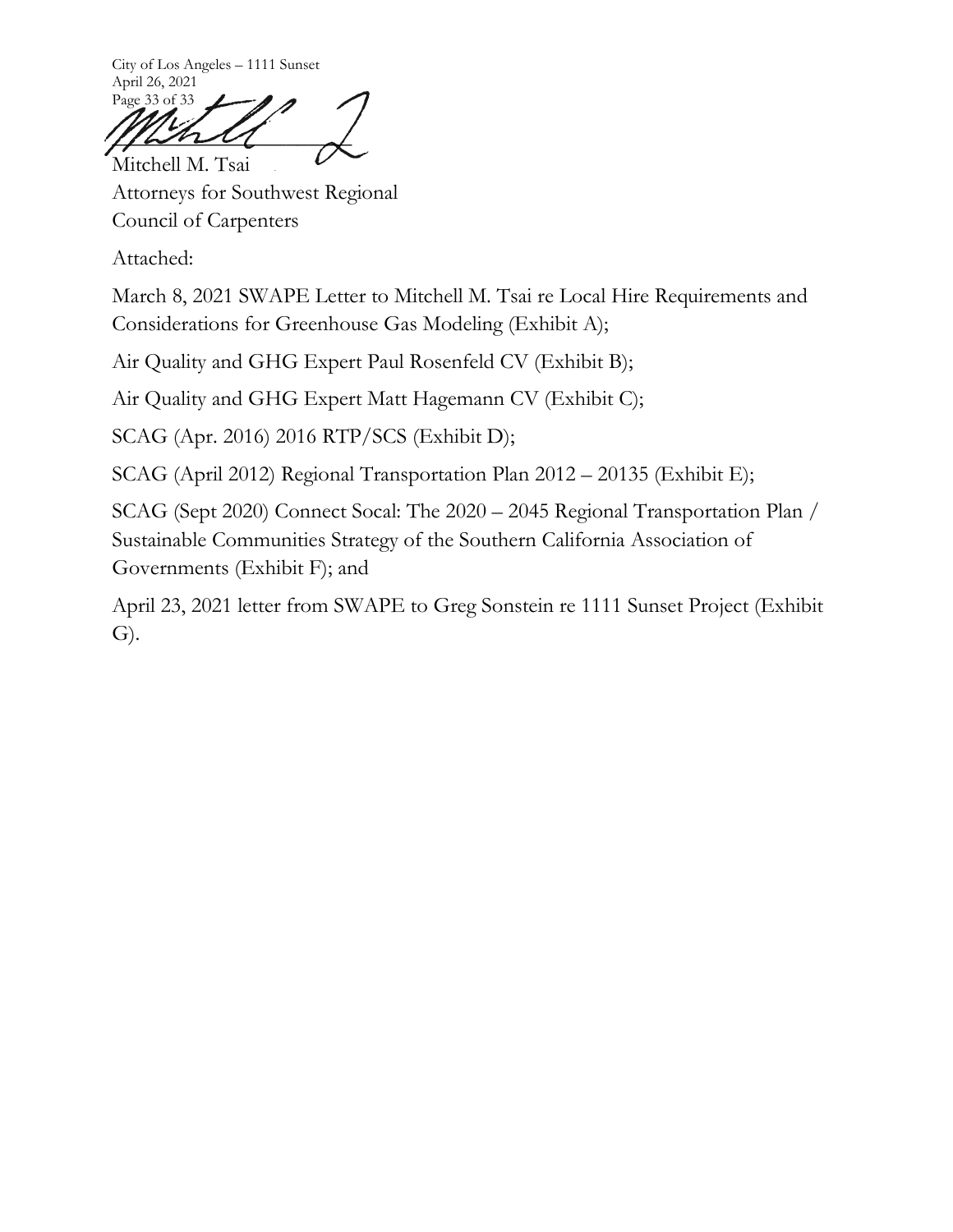Mitchell M. Tsai
Attorneys for Southwest Regional Council of Carpenters

Attached:

March 8, 2021 SWAPE Letter to Mitchell M. Tsai re Local Hire Requirements and Considerations for Greenhouse Gas Modeling (Exhibit A);

Air Quality and GHG Expert Paul Rosenfeld CV (Exhibit B);

Air Quality and GHG Expert Matt Hagemann CV (Exhibit C);

SCAG (Apr. 2016) 2016 RTP/SCS (Exhibit D);

SCAG (April 2012) Regional Transportation Plan 2012 – 20135 (Exhibit E);

SCAG (Sept 2020) Connect Socal: The 2020 – 2045 Regional Transportation Plan / Sustainable Communities Strategy of the Southern California Association of Governments (Exhibit F); and

April 23, 2021 letter from SWAPE to Greg Sonstein re 1111 Sunset Project (Exhibit G).